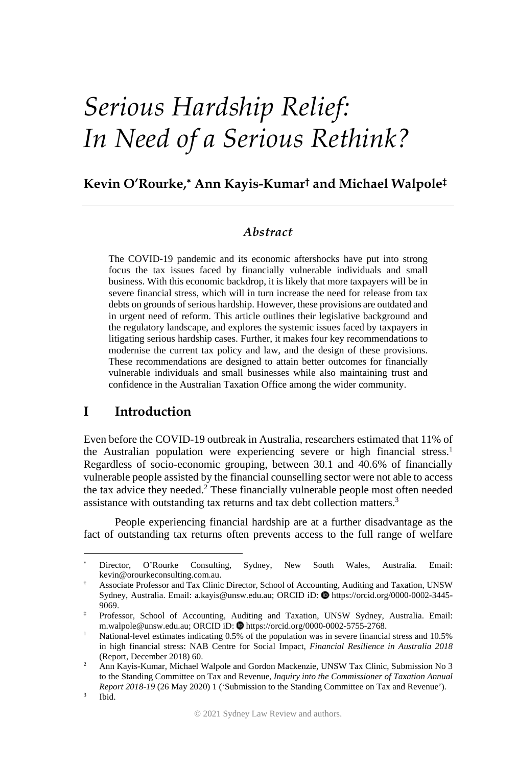# *Serious Hardship Relief: In Need of a Serious Rethink?*

**Kevin O'Rourke,[*] Ann Kayis-Kumar[†] and Michael Walpole[‡]**

### *Abstract*

The COVID-19 pandemic and its economic aftershocks have put into strong focus the tax issues faced by financially vulnerable individuals and small business. With this economic backdrop, it is likely that more taxpayers will be in severe financial stress, which will in turn increase the need for release from tax debts on grounds of serious hardship. However, these provisions are outdated and in urgent need of reform. This article outlines their legislative background and the regulatory landscape, and explores the systemic issues faced by taxpayers in litigating serious hardship cases. Further, it makes four key recommendations to modernise the current tax policy and law, and the design of these provisions. These recommendations are designed to attain better outcomes for financially vulnerable individuals and small businesses while also maintaining trust and confidence in the Australian Taxation Office among the wider community.

## I Introduction

Even before the COVID-19 outbreak in Australia, researchers estimated that 11% of the Australian population were experiencing severe or high financial stress.[1] Regardless of socio-economic grouping, between 30.1 and 40.6% of financially vulnerable people assisted by the financial counselling sector were not able to access the tax advice they needed.[2] These financially vulnerable people most often needed assistance with outstanding tax returns and tax debt collection matters.[3]

People experiencing financial hardship are at a further disadvantage as the fact of outstanding tax returns often prevents access to the full range of welfare

---

[*] Director, O'Rourke Consulting, Sydney, New South Wales, Australia. Email: kevin@ororukeconsulting.com.au.

[†] Associate Professor and Tax Clinic Director, School of Accounting, Auditing and Taxation, UNSW Sydney, Australia. Email: a.kayis@unsw.edu.au; ORCID iD: https://orcid.org/0000-0002-3445-9069.

[‡] Professor, School of Accounting, Auditing and Taxation, UNSW Sydney, Australia. Email: m.walpole@unsw.edu.au; ORCID iD: https://orcid.org/0000-0002-5755-2768.

[1] National-level estimates indicating 0.5% of the population was in severe financial stress and 10.5% in high financial stress: NAB Centre for Social Impact, *Financial Resilience in Australia 2018* (Report, December 2018) 60.

[2] Ann Kayis-Kumar, Michael Walpole and Gordon Mackenzie, UNSW Tax Clinic, Submission No 3 to the Standing Committee on Tax and Revenue, *Inquiry into the Commissioner of Taxation Annual Report 2018-19* (26 May 2020) 1 ('Submission to the Standing Committee on Tax and Revenue').

[3] Ibid.

© 2021 Sydney Law Review and authors.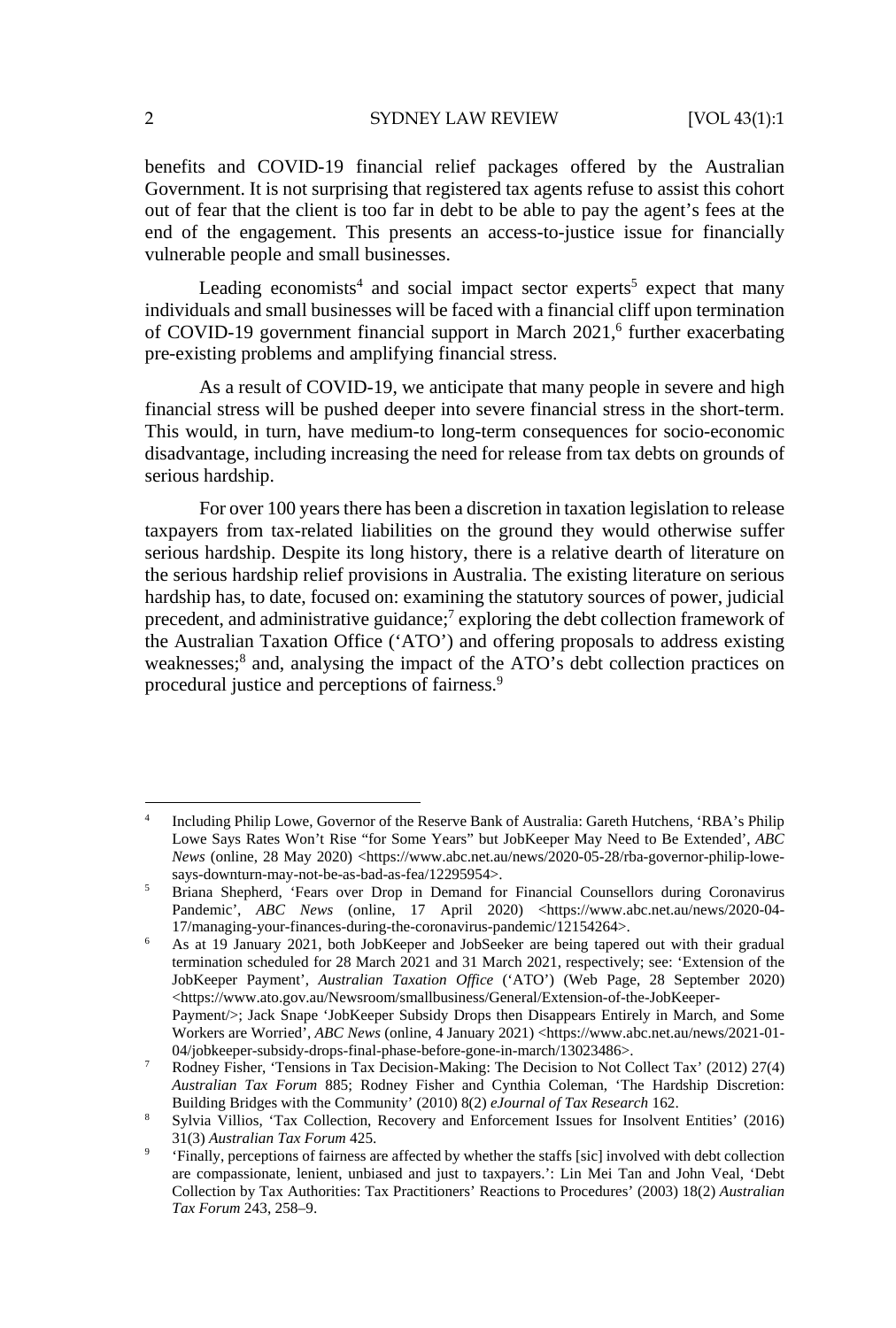benefits and COVID-19 financial relief packages offered by the Australian Government. It is not surprising that registered tax agents refuse to assist this cohort out of fear that the client is too far in debt to be able to pay the agent's fees at the end of the engagement. This presents an access-to-justice issue for financially vulnerable people and small businesses.

Leading economists[4] and social impact sector experts[5] expect that many individuals and small businesses will be faced with a financial cliff upon termination of COVID-19 government financial support in March 2021,[6] further exacerbating pre-existing problems and amplifying financial stress.

As a result of COVID-19, we anticipate that many people in severe and high financial stress will be pushed deeper into severe financial stress in the short-term. This would, in turn, have medium-to long-term consequences for socio-economic disadvantage, including increasing the need for release from tax debts on grounds of serious hardship.

For over 100 years there has been a discretion in taxation legislation to release taxpayers from tax-related liabilities on the ground they would otherwise suffer serious hardship. Despite its long history, there is a relative dearth of literature on the serious hardship relief provisions in Australia. The existing literature on serious hardship has, to date, focused on: examining the statutory sources of power, judicial precedent, and administrative guidance;[7] exploring the debt collection framework of the Australian Taxation Office ('ATO') and offering proposals to address existing weaknesses;[8] and, analysing the impact of the ATO's debt collection practices on procedural justice and perceptions of fairness.[9]

---

[4] Including Philip Lowe, Governor of the Reserve Bank of Australia: Gareth Hutchens, 'RBA's Philip Lowe Says Rates Won't Rise "for Some Years" but JobKeeper May Need to Be Extended', *ABC News* (online, 28 May 2020) <https://www.abc.net.au/news/2020-05-28/rba-governor-philip-lowe-says-downturn-may-not-be-as-bad-as-fea/12295954>.

[5] Briana Shepherd, 'Fears over Drop in Demand for Financial Counsellors during Coronavirus Pandemic', *ABC News* (online, 17 April 2020) <https://www.abc.net.au/news/2020-04-17/managing-your-finances-during-the-coronavirus-pandemic/12154264>.

[6] As at 19 January 2021, both JobKeeper and JobSeeker are being tapered out with their gradual termination scheduled for 28 March 2021 and 31 March 2021, respectively; see: 'Extension of the JobKeeper Payment', *Australian Taxation Office* ('ATO') (Web Page, 28 September 2020) <https://www.ato.gov.au/Newsroom/smallbusiness/General/Extension-of-the-JobKeeper-Payment/>; Jack Snape 'JobKeeper Subsidy Drops then Disappears Entirely in March, and Some Workers are Worried', *ABC News* (online, 4 January 2021) <https://www.abc.net.au/news/2021-01-04/jobkeeper-subsidy-drops-final-phase-before-gone-in-march/13023486>.

[7] Rodney Fisher, 'Tensions in Tax Decision-Making: The Decision to Not Collect Tax' (2012) 27(4) *Australian Tax Forum* 885; Rodney Fisher and Cynthia Coleman, 'The Hardship Discretion: Building Bridges with the Community' (2010) 8(2) *eJournal of Tax Research* 162.

[8] Sylvia Villios, 'Tax Collection, Recovery and Enforcement Issues for Insolvent Entities' (2016) 31(3) *Australian Tax Forum* 425.

[9] 'Finally, perceptions of fairness are affected by whether the staffs [sic] involved with debt collection are compassionate, lenient, unbiased and just to taxpayers.': Lin Mei Tan and John Veal, 'Debt Collection by Tax Authorities: Tax Practitioners' Reactions to Procedures' (2003) 18(2) *Australian Tax Forum* 243, 258–9.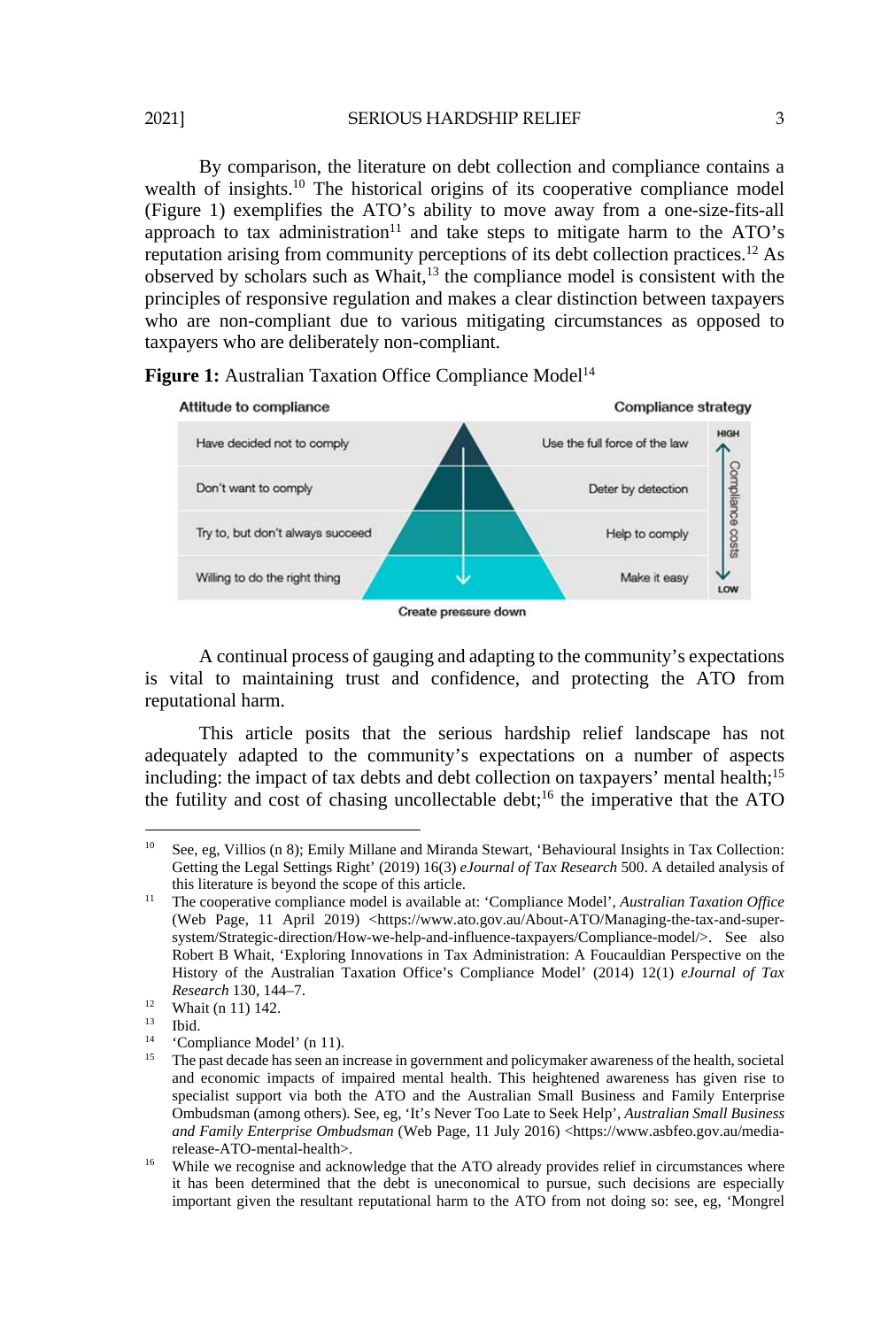By comparison, the literature on debt collection and compliance contains a wealth of insights.[10] The historical origins of its cooperative compliance model (Figure 1) exemplifies the ATO's ability to move away from a one-size-fits-all approach to tax administration[11] and take steps to mitigate harm to the ATO's reputation arising from community perceptions of its debt collection practices.[12] As observed by scholars such as Whait,[13] the compliance model is consistent with the principles of responsive regulation and makes a clear distinction between taxpayers who are non-compliant due to various mitigating circumstances as opposed to taxpayers who are deliberately non-compliant.

**Figure 1:** Australian Taxation Office Compliance Model[14]

| Attitude to compliance | Compliance strategy |
|---|---|
| Have decided not to comply | Use the full force of the law |
| Don't want to comply | Deter by detection |
| Try to, but don't always succeed | Help to comply |
| Willing to do the right thing | Make it easy |

Create pressure down

Compliance costs: HIGH (top) to LOW (bottom)

A continual process of gauging and adapting to the community's expectations is vital to maintaining trust and confidence, and protecting the ATO from reputational harm.

This article posits that the serious hardship relief landscape has not adequately adapted to the community's expectations on a number of aspects including: the impact of tax debts and debt collection on taxpayers' mental health;[15] the futility and cost of chasing uncollectable debt;[16] the imperative that the ATO

---

[10] See, eg, Villios (n 8); Emily Millane and Miranda Stewart, 'Behavioural Insights in Tax Collection: Getting the Legal Settings Right' (2019) 16(3) *eJournal of Tax Research* 500. A detailed analysis of this literature is beyond the scope of this article.

[11] The cooperative compliance model is available at: 'Compliance Model', *Australian Taxation Office* (Web Page, 11 April 2019) <https://www.ato.gov.au/About-ATO/Managing-the-tax-and-super-system/Strategic-direction/How-we-help-and-influence-taxpayers/Compliance-model/>. See also Robert B Whait, 'Exploring Innovations in Tax Administration: A Foucauldian Perspective on the History of the Australian Taxation Office's Compliance Model' (2014) 12(1) *eJournal of Tax Research* 130, 144–7.

[12] Whait (n 11) 142.

[13] Ibid.

[14] 'Compliance Model' (n 11).

[15] The past decade has seen an increase in government and policymaker awareness of the health, societal and economic impacts of impaired mental health. This heightened awareness has given rise to specialist support via both the ATO and the Australian Small Business and Family Enterprise Ombudsman (among others). See, eg, 'It's Never Too Late to Seek Help', *Australian Small Business and Family Enterprise Ombudsman* (Web Page, 11 July 2016) <https://www.asbfeo.gov.au/media-release-ATO-mental-health>.

[16] While we recognise and acknowledge that the ATO already provides relief in circumstances where it has been determined that the debt is uneconomical to pursue, such decisions are especially important given the resultant reputational harm to the ATO from not doing so: see, eg, 'Mongrel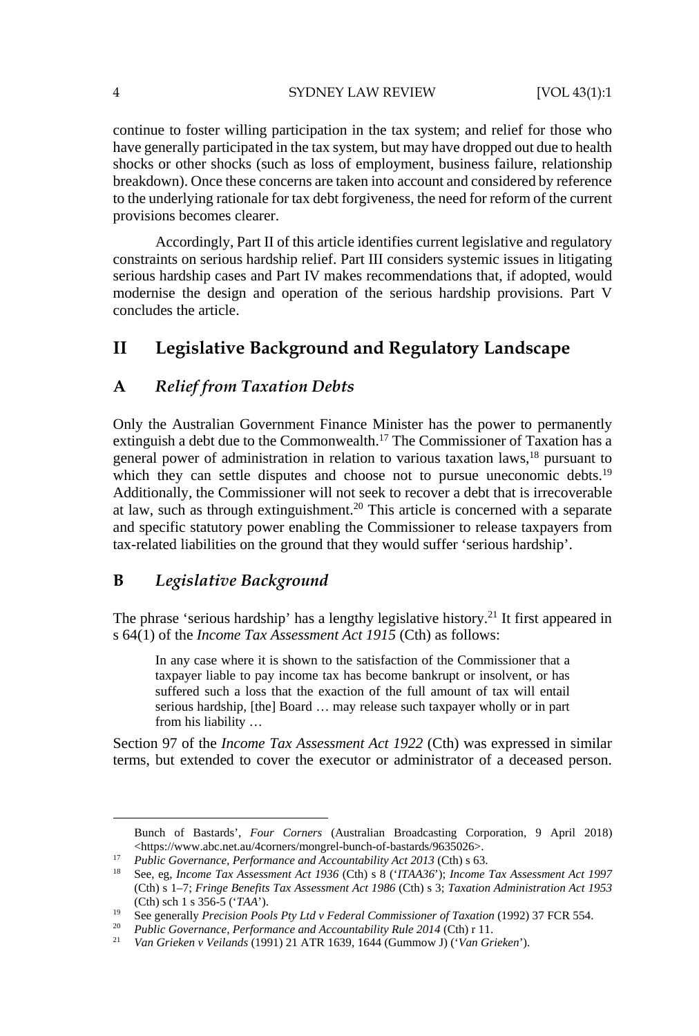continue to foster willing participation in the tax system; and relief for those who have generally participated in the tax system, but may have dropped out due to health shocks or other shocks (such as loss of employment, business failure, relationship breakdown). Once these concerns are taken into account and considered by reference to the underlying rationale for tax debt forgiveness, the need for reform of the current provisions becomes clearer.

Accordingly, Part II of this article identifies current legislative and regulatory constraints on serious hardship relief. Part III considers systemic issues in litigating serious hardship cases and Part IV makes recommendations that, if adopted, would modernise the design and operation of the serious hardship provisions. Part V concludes the article.

## II Legislative Background and Regulatory Landscape

### A *Relief from Taxation Debts*

Only the Australian Government Finance Minister has the power to permanently extinguish a debt due to the Commonwealth.[17] The Commissioner of Taxation has a general power of administration in relation to various taxation laws,[18] pursuant to which they can settle disputes and choose not to pursue uneconomic debts.[19] Additionally, the Commissioner will not seek to recover a debt that is irrecoverable at law, such as through extinguishment.[20] This article is concerned with a separate and specific statutory power enabling the Commissioner to release taxpayers from tax-related liabilities on the ground that they would suffer 'serious hardship'.

### B *Legislative Background*

The phrase 'serious hardship' has a lengthy legislative history.[21] It first appeared in s 64(1) of the *Income Tax Assessment Act 1915* (Cth) as follows:

> In any case where it is shown to the satisfaction of the Commissioner that a taxpayer liable to pay income tax has become bankrupt or insolvent, or has suffered such a loss that the exaction of the full amount of tax will entail serious hardship, [the] Board … may release such taxpayer wholly or in part from his liability …

Section 97 of the *Income Tax Assessment Act 1922* (Cth) was expressed in similar terms, but extended to cover the executor or administrator of a deceased person.

---

Bunch of Bastards', *Four Corners* (Australian Broadcasting Corporation, 9 April 2018) <https://www.abc.net.au/4corners/mongrel-bunch-of-bastards/9635026>.

[17] *Public Governance, Performance and Accountability Act 2013* (Cth) s 63.

[18] See, eg, *Income Tax Assessment Act 1936* (Cth) s 8 ('*ITAA36*'); *Income Tax Assessment Act 1997* (Cth) s 1–7; *Fringe Benefits Tax Assessment Act 1986* (Cth) s 3; *Taxation Administration Act 1953* (Cth) sch 1 s 356-5 ('*TAA*').

[19] See generally *Precision Pools Pty Ltd v Federal Commissioner of Taxation* (1992) 37 FCR 554.

[20] *Public Governance, Performance and Accountability Rule 2014* (Cth) r 11.

[21] *Van Grieken v Veilands* (1991) 21 ATR 1639, 1644 (Gummow J) ('*Van Grieken*').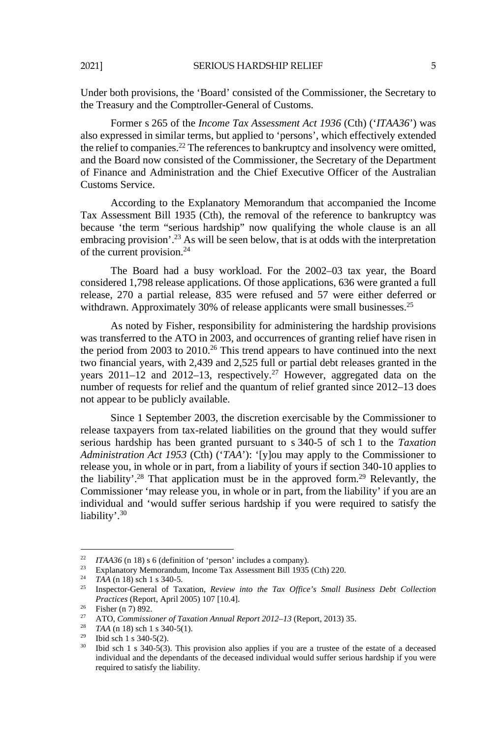Under both provisions, the 'Board' consisted of the Commissioner, the Secretary to the Treasury and the Comptroller-General of Customs.

Former s 265 of the *Income Tax Assessment Act 1936* (Cth) ('*ITAA36*') was also expressed in similar terms, but applied to 'persons', which effectively extended the relief to companies.[22] The references to bankruptcy and insolvency were omitted, and the Board now consisted of the Commissioner, the Secretary of the Department of Finance and Administration and the Chief Executive Officer of the Australian Customs Service.

According to the Explanatory Memorandum that accompanied the Income Tax Assessment Bill 1935 (Cth), the removal of the reference to bankruptcy was because 'the term "serious hardship" now qualifying the whole clause is an all embracing provision'.[23] As will be seen below, that is at odds with the interpretation of the current provision.[24]

The Board had a busy workload. For the 2002–03 tax year, the Board considered 1,798 release applications. Of those applications, 636 were granted a full release, 270 a partial release, 835 were refused and 57 were either deferred or withdrawn. Approximately 30% of release applicants were small businesses.[25]

As noted by Fisher, responsibility for administering the hardship provisions was transferred to the ATO in 2003, and occurrences of granting relief have risen in the period from 2003 to 2010.[26] This trend appears to have continued into the next two financial years, with 2,439 and 2,525 full or partial debt releases granted in the years 2011–12 and 2012–13, respectively.[27] However, aggregated data on the number of requests for relief and the quantum of relief granted since 2012–13 does not appear to be publicly available.

Since 1 September 2003, the discretion exercisable by the Commissioner to release taxpayers from tax-related liabilities on the ground that they would suffer serious hardship has been granted pursuant to s 340-5 of sch 1 to the *Taxation Administration Act 1953* (Cth) ('*TAA*'): '[y]ou may apply to the Commissioner to release you, in whole or in part, from a liability of yours if section 340-10 applies to the liability'.[28] That application must be in the approved form.[29] Relevantly, the Commissioner 'may release you, in whole or in part, from the liability' if you are an individual and 'would suffer serious hardship if you were required to satisfy the liability'.[30]

---

[22] *ITAA36* (n 18) s 6 (definition of 'person' includes a company).

[23] Explanatory Memorandum, Income Tax Assessment Bill 1935 (Cth) 220.

[24] *TAA* (n 18) sch 1 s 340-5.

[25] Inspector-General of Taxation, *Review into the Tax Office's Small Business Debt Collection Practices* (Report, April 2005) 107 [10.4].

[26] Fisher (n 7) 892.

[27] ATO, *Commissioner of Taxation Annual Report 2012–13* (Report, 2013) 35.

[28] *TAA* (n 18) sch 1 s 340-5(1).

[29] Ibid sch 1 s 340-5(2).

[30] Ibid sch 1 s 340-5(3). This provision also applies if you are a trustee of the estate of a deceased individual and the dependants of the deceased individual would suffer serious hardship if you were required to satisfy the liability.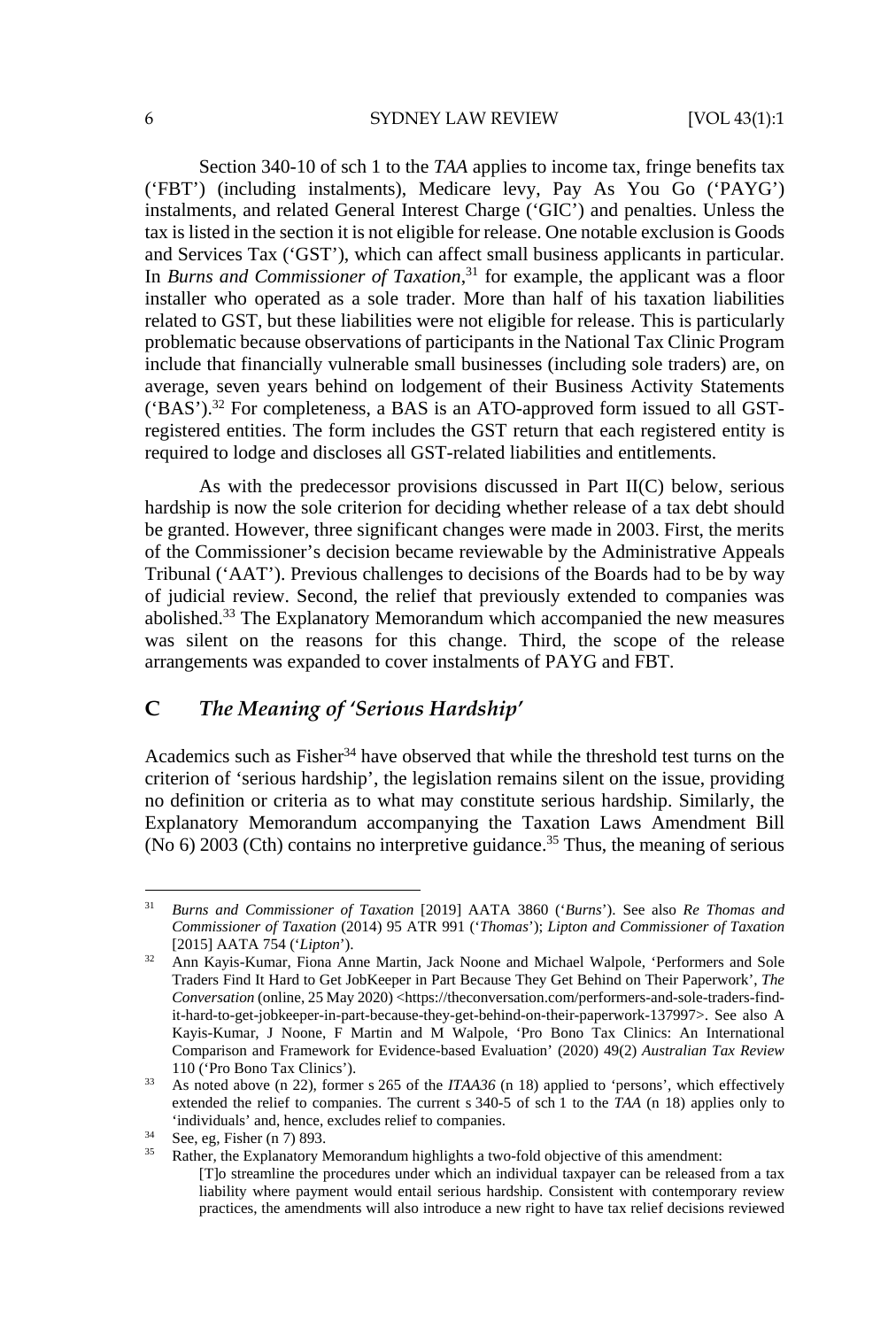Section 340-10 of sch 1 to the *TAA* applies to income tax, fringe benefits tax ('FBT') (including instalments), Medicare levy, Pay As You Go ('PAYG') instalments, and related General Interest Charge ('GIC') and penalties. Unless the tax is listed in the section it is not eligible for release. One notable exclusion is Goods and Services Tax ('GST'), which can affect small business applicants in particular. In *Burns and Commissioner of Taxation*,[31] for example, the applicant was a floor installer who operated as a sole trader. More than half of his taxation liabilities related to GST, but these liabilities were not eligible for release. This is particularly problematic because observations of participants in the National Tax Clinic Program include that financially vulnerable small businesses (including sole traders) are, on average, seven years behind on lodgement of their Business Activity Statements ('BAS').[32] For completeness, a BAS is an ATO-approved form issued to all GST-registered entities. The form includes the GST return that each registered entity is required to lodge and discloses all GST-related liabilities and entitlements.

As with the predecessor provisions discussed in Part II(C) below, serious hardship is now the sole criterion for deciding whether release of a tax debt should be granted. However, three significant changes were made in 2003. First, the merits of the Commissioner's decision became reviewable by the Administrative Appeals Tribunal ('AAT'). Previous challenges to decisions of the Boards had to be by way of judicial review. Second, the relief that previously extended to companies was abolished.[33] The Explanatory Memorandum which accompanied the new measures was silent on the reasons for this change. Third, the scope of the release arrangements was expanded to cover instalments of PAYG and FBT.

## C *The Meaning of 'Serious Hardship'*

Academics such as Fisher[34] have observed that while the threshold test turns on the criterion of 'serious hardship', the legislation remains silent on the issue, providing no definition or criteria as to what may constitute serious hardship. Similarly, the Explanatory Memorandum accompanying the Taxation Laws Amendment Bill (No 6) 2003 (Cth) contains no interpretive guidance.[35] Thus, the meaning of serious

---

[31] *Burns and Commissioner of Taxation* [2019] AATA 3860 ('*Burns*'). See also *Re Thomas and Commissioner of Taxation* (2014) 95 ATR 991 ('*Thomas*'); *Lipton and Commissioner of Taxation* [2015] AATA 754 ('*Lipton*').

[32] Ann Kayis-Kumar, Fiona Anne Martin, Jack Noone and Michael Walpole, 'Performers and Sole Traders Find It Hard to Get JobKeeper in Part Because They Get Behind on Their Paperwork', *The Conversation* (online, 25 May 2020) <https://theconversation.com/performers-and-sole-traders-find-it-hard-to-get-jobkeeper-in-part-because-they-get-behind-on-their-paperwork-137997>. See also A Kayis-Kumar, J Noone, F Martin and M Walpole, 'Pro Bono Tax Clinics: An International Comparison and Framework for Evidence-based Evaluation' (2020) 49(2) *Australian Tax Review* 110 ('Pro Bono Tax Clinics').

[33] As noted above (n 22), former s 265 of the *ITAA36* (n 18) applied to 'persons', which effectively extended the relief to companies. The current s 340-5 of sch 1 to the *TAA* (n 18) applies only to 'individuals' and, hence, excludes relief to companies.

[34] See, eg, Fisher (n 7) 893.

[35] Rather, the Explanatory Memorandum highlights a two-fold objective of this amendment:

> [T]o streamline the procedures under which an individual taxpayer can be released from a tax liability where payment would entail serious hardship. Consistent with contemporary review practices, the amendments will also introduce a new right to have tax relief decisions reviewed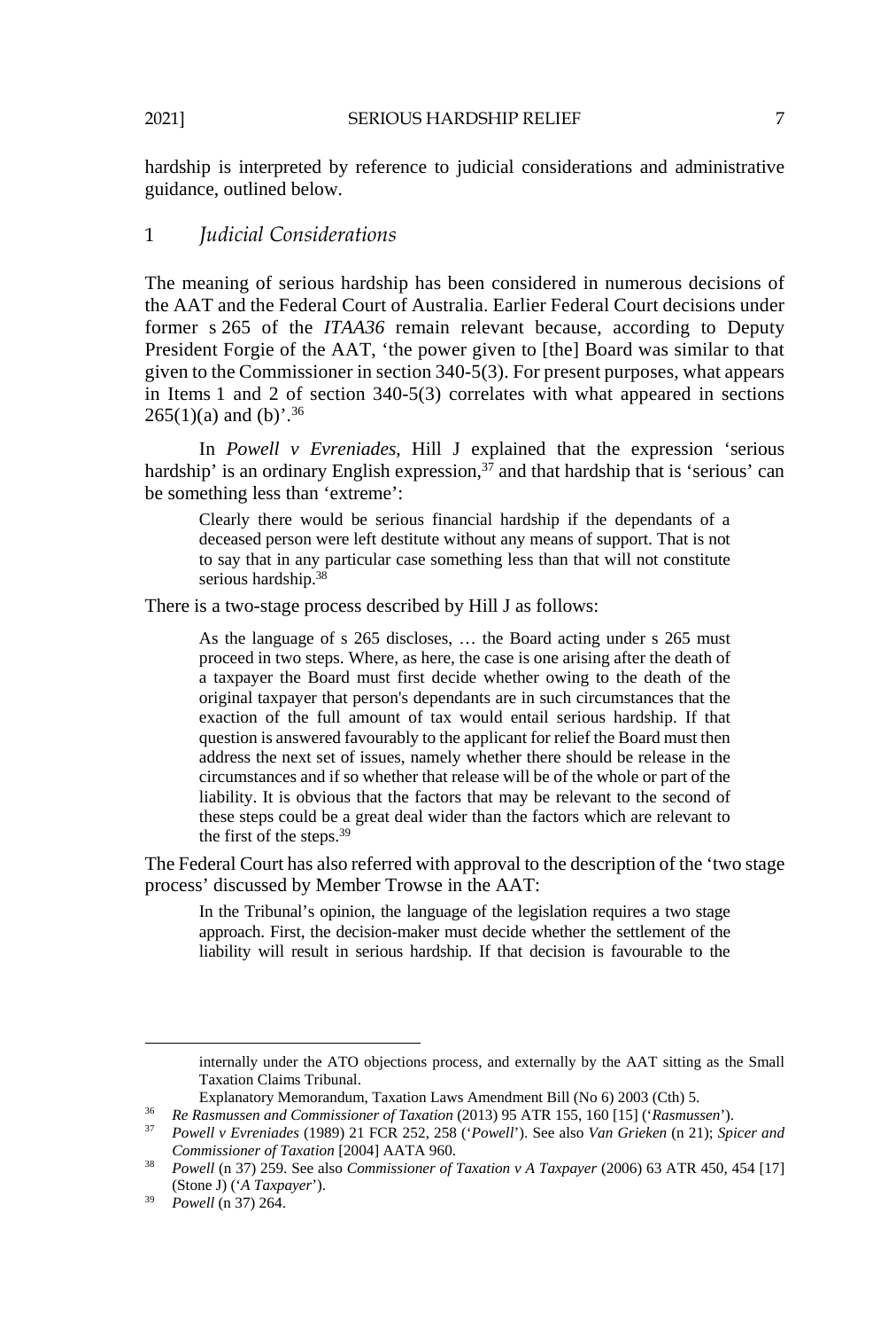hardship is interpreted by reference to judicial considerations and administrative guidance, outlined below.

### 1 *Judicial Considerations*

The meaning of serious hardship has been considered in numerous decisions of the AAT and the Federal Court of Australia. Earlier Federal Court decisions under former s 265 of the *ITAA36* remain relevant because, according to Deputy President Forgie of the AAT, 'the power given to [the] Board was similar to that given to the Commissioner in section 340-5(3). For present purposes, what appears in Items 1 and 2 of section 340-5(3) correlates with what appeared in sections 265(1)(a) and (b)'.[36]

In *Powell v Evreniades*, Hill J explained that the expression 'serious hardship' is an ordinary English expression,[37] and that hardship that is 'serious' can be something less than 'extreme':

> Clearly there would be serious financial hardship if the dependants of a deceased person were left destitute without any means of support. That is not to say that in any particular case something less than that will not constitute serious hardship.[38]

There is a two-stage process described by Hill J as follows:

> As the language of s 265 discloses, … the Board acting under s 265 must proceed in two steps. Where, as here, the case is one arising after the death of a taxpayer the Board must first decide whether owing to the death of the original taxpayer that person's dependants are in such circumstances that the exaction of the full amount of tax would entail serious hardship. If that question is answered favourably to the applicant for relief the Board must then address the next set of issues, namely whether there should be release in the circumstances and if so whether that release will be of the whole or part of the liability. It is obvious that the factors that may be relevant to the second of these steps could be a great deal wider than the factors which are relevant to the first of the steps.[39]

The Federal Court has also referred with approval to the description of the 'two stage process' discussed by Member Trowse in the AAT:

> In the Tribunal's opinion, the language of the legislation requires a two stage approach. First, the decision-maker must decide whether the settlement of the liability will result in serious hardship. If that decision is favourable to the

---

internally under the ATO objections process, and externally by the AAT sitting as the Small Taxation Claims Tribunal.

Explanatory Memorandum, Taxation Laws Amendment Bill (No 6) 2003 (Cth) 5.

[36] *Re Rasmussen and Commissioner of Taxation* (2013) 95 ATR 155, 160 [15] ('*Rasmussen*').

[37] *Powell v Evreniades* (1989) 21 FCR 252, 258 ('*Powell*'). See also *Van Grieken* (n 21); *Spicer and Commissioner of Taxation* [2004] AATA 960.

[38] *Powell* (n 37) 259. See also *Commissioner of Taxation v A Taxpayer* (2006) 63 ATR 450, 454 [17] (Stone J) ('*A Taxpayer*').

[39] *Powell* (n 37) 264.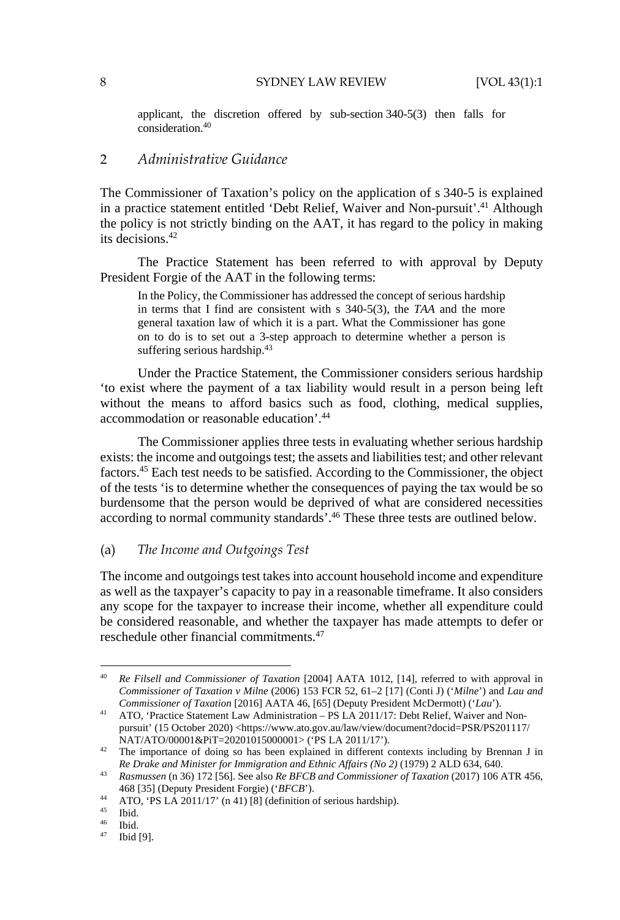applicant, the discretion offered by sub-section 340-5(3) then falls for consideration.[40]

## 2 *Administrative Guidance*

The Commissioner of Taxation's policy on the application of s 340-5 is explained in a practice statement entitled 'Debt Relief, Waiver and Non-pursuit'.[41] Although the policy is not strictly binding on the AAT, it has regard to the policy in making its decisions.[42]

The Practice Statement has been referred to with approval by Deputy President Forgie of the AAT in the following terms:

> In the Policy, the Commissioner has addressed the concept of serious hardship in terms that I find are consistent with s 340-5(3), the *TAA* and the more general taxation law of which it is a part. What the Commissioner has gone on to do is to set out a 3-step approach to determine whether a person is suffering serious hardship.[43]

Under the Practice Statement, the Commissioner considers serious hardship 'to exist where the payment of a tax liability would result in a person being left without the means to afford basics such as food, clothing, medical supplies, accommodation or reasonable education'.[44]

The Commissioner applies three tests in evaluating whether serious hardship exists: the income and outgoings test; the assets and liabilities test; and other relevant factors.[45] Each test needs to be satisfied. According to the Commissioner, the object of the tests 'is to determine whether the consequences of paying the tax would be so burdensome that the person would be deprived of what are considered necessities according to normal community standards'.[46] These three tests are outlined below.

### (a) *The Income and Outgoings Test*

The income and outgoings test takes into account household income and expenditure as well as the taxpayer's capacity to pay in a reasonable timeframe. It also considers any scope for the taxpayer to increase their income, whether all expenditure could be considered reasonable, and whether the taxpayer has made attempts to defer or reschedule other financial commitments.[47]

---

[40] *Re Filsell and Commissioner of Taxation* [2004] AATA 1012, [14], referred to with approval in *Commissioner of Taxation v Milne* (2006) 153 FCR 52, 61–2 [17] (Conti J) ('*Milne*') and *Lau and Commissioner of Taxation* [2016] AATA 46, [65] (Deputy President McDermott) ('*Lau*').

[41] ATO, 'Practice Statement Law Administration – PS LA 2011/17: Debt Relief, Waiver and Non-pursuit' (15 October 2020) <https://www.ato.gov.au/law/view/document?docid=PSR/PS201117/NAT/ATO/00001&PiT=20201015000001> ('PS LA 2011/17').

[42] The importance of doing so has been explained in different contexts including by Brennan J in *Re Drake and Minister for Immigration and Ethnic Affairs (No 2)* (1979) 2 ALD 634, 640.

[43] *Rasmussen* (n 36) 172 [56]. See also *Re BFCB and Commissioner of Taxation* (2017) 106 ATR 456, 468 [35] (Deputy President Forgie) ('*BFCB*').

[44] ATO, 'PS LA 2011/17' (n 41) [8] (definition of serious hardship).

[45] Ibid.

[46] Ibid.

[47] Ibid [9].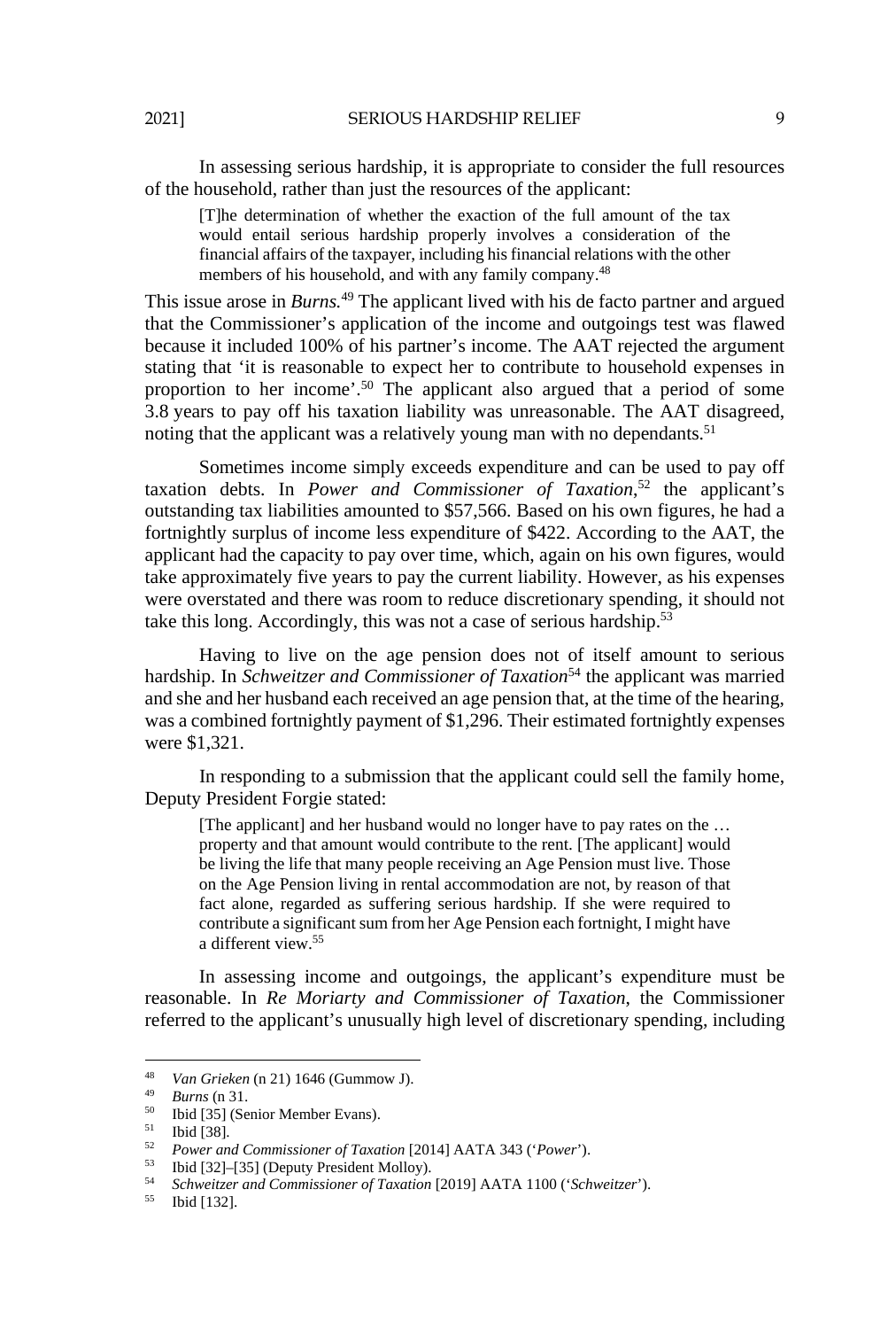In assessing serious hardship, it is appropriate to consider the full resources of the household, rather than just the resources of the applicant:

> [T]he determination of whether the exaction of the full amount of the tax would entail serious hardship properly involves a consideration of the financial affairs of the taxpayer, including his financial relations with the other members of his household, and with any family company.[48]

This issue arose in *Burns*.[49] The applicant lived with his de facto partner and argued that the Commissioner's application of the income and outgoings test was flawed because it included 100% of his partner's income. The AAT rejected the argument stating that 'it is reasonable to expect her to contribute to household expenses in proportion to her income'.[50] The applicant also argued that a period of some 3.8 years to pay off his taxation liability was unreasonable. The AAT disagreed, noting that the applicant was a relatively young man with no dependants.[51]

Sometimes income simply exceeds expenditure and can be used to pay off taxation debts. In *Power and Commissioner of Taxation*,[52] the applicant's outstanding tax liabilities amounted to $57,566. Based on his own figures, he had a fortnightly surplus of income less expenditure of $422. According to the AAT, the applicant had the capacity to pay over time, which, again on his own figures, would take approximately five years to pay the current liability. However, as his expenses were overstated and there was room to reduce discretionary spending, it should not take this long. Accordingly, this was not a case of serious hardship.[53]

Having to live on the age pension does not of itself amount to serious hardship. In *Schweitzer and Commissioner of Taxation*[54] the applicant was married and she and her husband each received an age pension that, at the time of the hearing, was a combined fortnightly payment of $1,296. Their estimated fortnightly expenses were $1,321.

In responding to a submission that the applicant could sell the family home, Deputy President Forgie stated:

> [The applicant] and her husband would no longer have to pay rates on the … property and that amount would contribute to the rent. [The applicant] would be living the life that many people receiving an Age Pension must live. Those on the Age Pension living in rental accommodation are not, by reason of that fact alone, regarded as suffering serious hardship. If she were required to contribute a significant sum from her Age Pension each fortnight, I might have a different view.[55]

In assessing income and outgoings, the applicant's expenditure must be reasonable. In *Re Moriarty and Commissioner of Taxation*, the Commissioner referred to the applicant's unusually high level of discretionary spending, including

---

48 *Van Grieken* (n 21) 1646 (Gummow J).

49 *Burns* (n 31.

50 Ibid [35] (Senior Member Evans).

51 Ibid [38].

52 *Power and Commissioner of Taxation* [2014] AATA 343 ('*Power*').

53 Ibid [32]–[35] (Deputy President Molloy).

54 *Schweitzer and Commissioner of Taxation* [2019] AATA 1100 ('*Schweitzer*').

55 Ibid [132].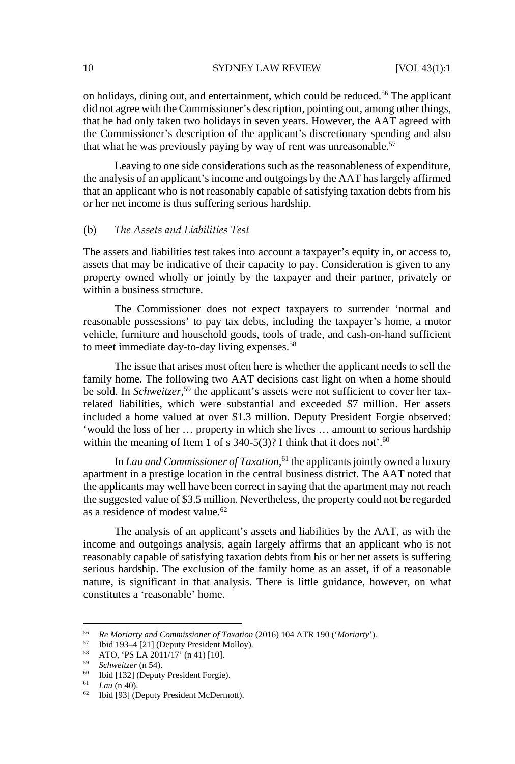on holidays, dining out, and entertainment, which could be reduced.[56] The applicant did not agree with the Commissioner's description, pointing out, among other things, that he had only taken two holidays in seven years. However, the AAT agreed with the Commissioner's description of the applicant's discretionary spending and also that what he was previously paying by way of rent was unreasonable.[57]

Leaving to one side considerations such as the reasonableness of expenditure, the analysis of an applicant's income and outgoings by the AAT has largely affirmed that an applicant who is not reasonably capable of satisfying taxation debts from his or her net income is thus suffering serious hardship.

### (b) *The Assets and Liabilities Test*

The assets and liabilities test takes into account a taxpayer's equity in, or access to, assets that may be indicative of their capacity to pay. Consideration is given to any property owned wholly or jointly by the taxpayer and their partner, privately or within a business structure.

The Commissioner does not expect taxpayers to surrender 'normal and reasonable possessions' to pay tax debts, including the taxpayer's home, a motor vehicle, furniture and household goods, tools of trade, and cash-on-hand sufficient to meet immediate day-to-day living expenses.[58]

The issue that arises most often here is whether the applicant needs to sell the family home. The following two AAT decisions cast light on when a home should be sold. In *Schweitzer*,[59] the applicant's assets were not sufficient to cover her tax-related liabilities, which were substantial and exceeded $7 million. Her assets included a home valued at over $1.3 million. Deputy President Forgie observed: 'would the loss of her … property in which she lives … amount to serious hardship within the meaning of Item 1 of s 340-5(3)? I think that it does not'.[60]

In *Lau and Commissioner of Taxation*,[61] the applicants jointly owned a luxury apartment in a prestige location in the central business district. The AAT noted that the applicants may well have been correct in saying that the apartment may not reach the suggested value of $3.5 million. Nevertheless, the property could not be regarded as a residence of modest value.[62]

The analysis of an applicant's assets and liabilities by the AAT, as with the income and outgoings analysis, again largely affirms that an applicant who is not reasonably capable of satisfying taxation debts from his or her net assets is suffering serious hardship. The exclusion of the family home as an asset, if of a reasonable nature, is significant in that analysis. There is little guidance, however, on what constitutes a 'reasonable' home.

---

[56] *Re Moriarty and Commissioner of Taxation* (2016) 104 ATR 190 ('*Moriarty*').

[57] Ibid 193–4 [21] (Deputy President Molloy).

[58] ATO, 'PS LA 2011/17' (n 41) [10].

[59] *Schweitzer* (n 54).

[60] Ibid [132] (Deputy President Forgie).

[61] *Lau* (n 40).

[62] Ibid [93] (Deputy President McDermott).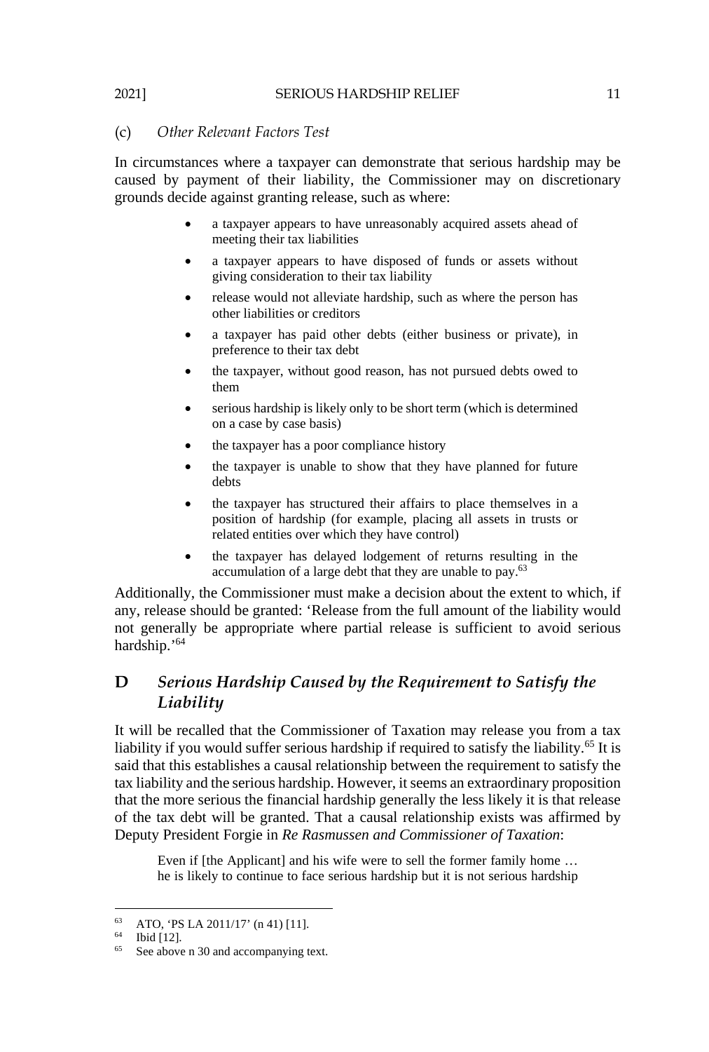### (c) *Other Relevant Factors Test*

In circumstances where a taxpayer can demonstrate that serious hardship may be caused by payment of their liability, the Commissioner may on discretionary grounds decide against granting release, such as where:

- a taxpayer appears to have unreasonably acquired assets ahead of meeting their tax liabilities
- a taxpayer appears to have disposed of funds or assets without giving consideration to their tax liability
- release would not alleviate hardship, such as where the person has other liabilities or creditors
- a taxpayer has paid other debts (either business or private), in preference to their tax debt
- the taxpayer, without good reason, has not pursued debts owed to them
- serious hardship is likely only to be short term (which is determined on a case by case basis)
- the taxpayer has a poor compliance history
- the taxpayer is unable to show that they have planned for future debts
- the taxpayer has structured their affairs to place themselves in a position of hardship (for example, placing all assets in trusts or related entities over which they have control)
- the taxpayer has delayed lodgement of returns resulting in the accumulation of a large debt that they are unable to pay.[63]

Additionally, the Commissioner must make a decision about the extent to which, if any, release should be granted: 'Release from the full amount of the liability would not generally be appropriate where partial release is sufficient to avoid serious hardship.'[64]

## D *Serious Hardship Caused by the Requirement to Satisfy the Liability*

It will be recalled that the Commissioner of Taxation may release you from a tax liability if you would suffer serious hardship if required to satisfy the liability.[65] It is said that this establishes a causal relationship between the requirement to satisfy the tax liability and the serious hardship. However, it seems an extraordinary proposition that the more serious the financial hardship generally the less likely it is that release of the tax debt will be granted. That a causal relationship exists was affirmed by Deputy President Forgie in *Re Rasmussen and Commissioner of Taxation*:

> Even if [the Applicant] and his wife were to sell the former family home … he is likely to continue to face serious hardship but it is not serious hardship

---

[63] ATO, 'PS LA 2011/17' (n 41) [11].

[64] Ibid [12].

[65] See above n 30 and accompanying text.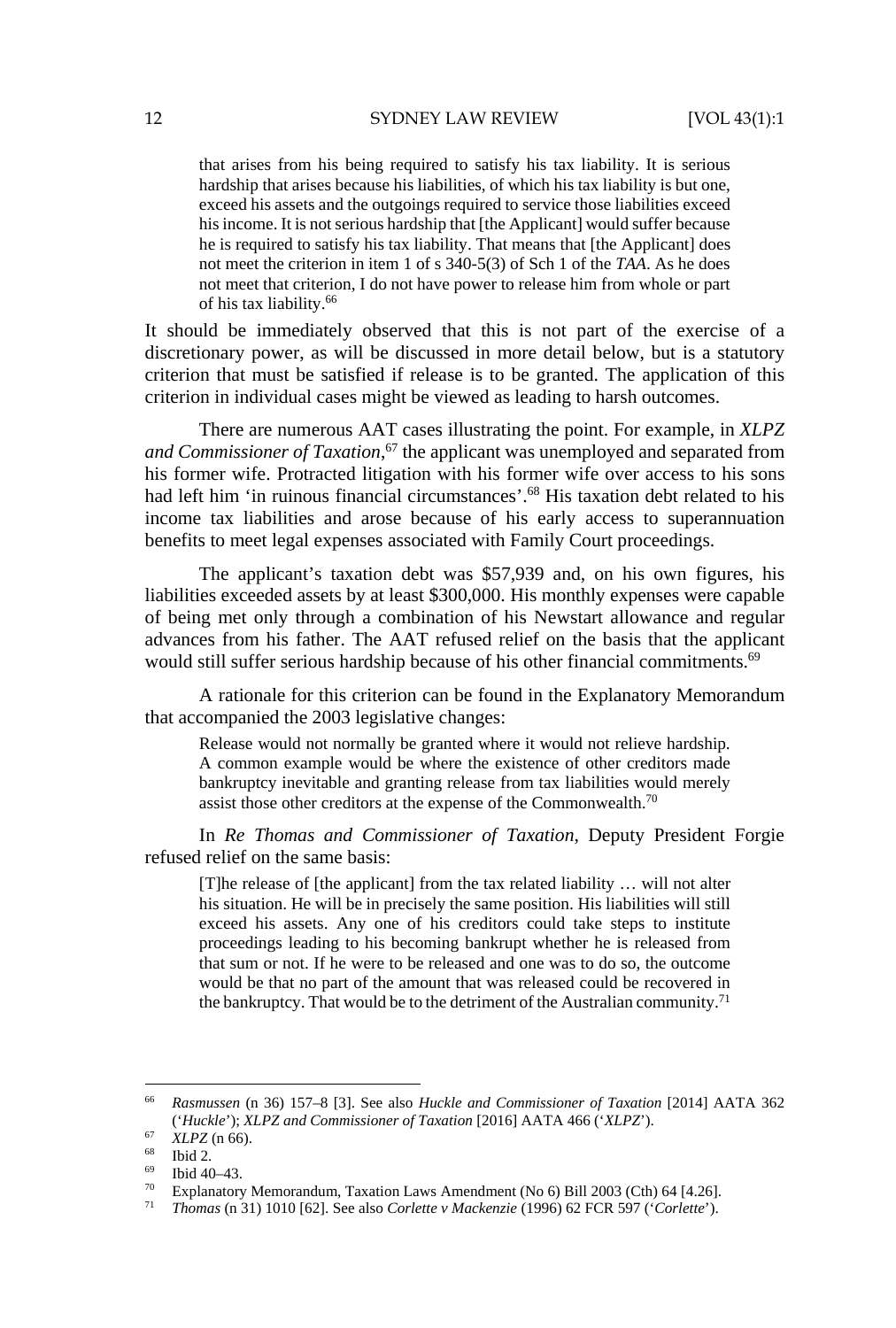> that arises from his being required to satisfy his tax liability. It is serious hardship that arises because his liabilities, of which his tax liability is but one, exceed his assets and the outgoings required to service those liabilities exceed his income. It is not serious hardship that [the Applicant] would suffer because he is required to satisfy his tax liability. That means that [the Applicant] does not meet the criterion in item 1 of s 340-5(3) of Sch 1 of the *TAA*. As he does not meet that criterion, I do not have power to release him from whole or part of his tax liability.[66]

It should be immediately observed that this is not part of the exercise of a discretionary power, as will be discussed in more detail below, but is a statutory criterion that must be satisfied if release is to be granted. The application of this criterion in individual cases might be viewed as leading to harsh outcomes.

There are numerous AAT cases illustrating the point. For example, in *XLPZ and Commissioner of Taxation*,[67] the applicant was unemployed and separated from his former wife. Protracted litigation with his former wife over access to his sons had left him 'in ruinous financial circumstances'.[68] His taxation debt related to his income tax liabilities and arose because of his early access to superannuation benefits to meet legal expenses associated with Family Court proceedings.

The applicant's taxation debt was $57,939 and, on his own figures, his liabilities exceeded assets by at least $300,000. His monthly expenses were capable of being met only through a combination of his Newstart allowance and regular advances from his father. The AAT refused relief on the basis that the applicant would still suffer serious hardship because of his other financial commitments.[69]

A rationale for this criterion can be found in the Explanatory Memorandum that accompanied the 2003 legislative changes:

> Release would not normally be granted where it would not relieve hardship. A common example would be where the existence of other creditors made bankruptcy inevitable and granting release from tax liabilities would merely assist those other creditors at the expense of the Commonwealth.[70]

In *Re Thomas and Commissioner of Taxation*, Deputy President Forgie refused relief on the same basis:

> [T]he release of [the applicant] from the tax related liability … will not alter his situation. He will be in precisely the same position. His liabilities will still exceed his assets. Any one of his creditors could take steps to institute proceedings leading to his becoming bankrupt whether he is released from that sum or not. If he were to be released and one was to do so, the outcome would be that no part of the amount that was released could be recovered in the bankruptcy. That would be to the detriment of the Australian community.[71]

---

[66] *Rasmussen* (n 36) 157–8 [3]. See also *Huckle and Commissioner of Taxation* [2014] AATA 362 ('*Huckle*'); *XLPZ and Commissioner of Taxation* [2016] AATA 466 ('*XLPZ*').

[67] *XLPZ* (n 66).

[68] Ibid 2.

[69] Ibid 40–43.

[70] Explanatory Memorandum, Taxation Laws Amendment (No 6) Bill 2003 (Cth) 64 [4.26].

[71] *Thomas* (n 31) 1010 [62]. See also *Corlette v Mackenzie* (1996) 62 FCR 597 ('*Corlette*').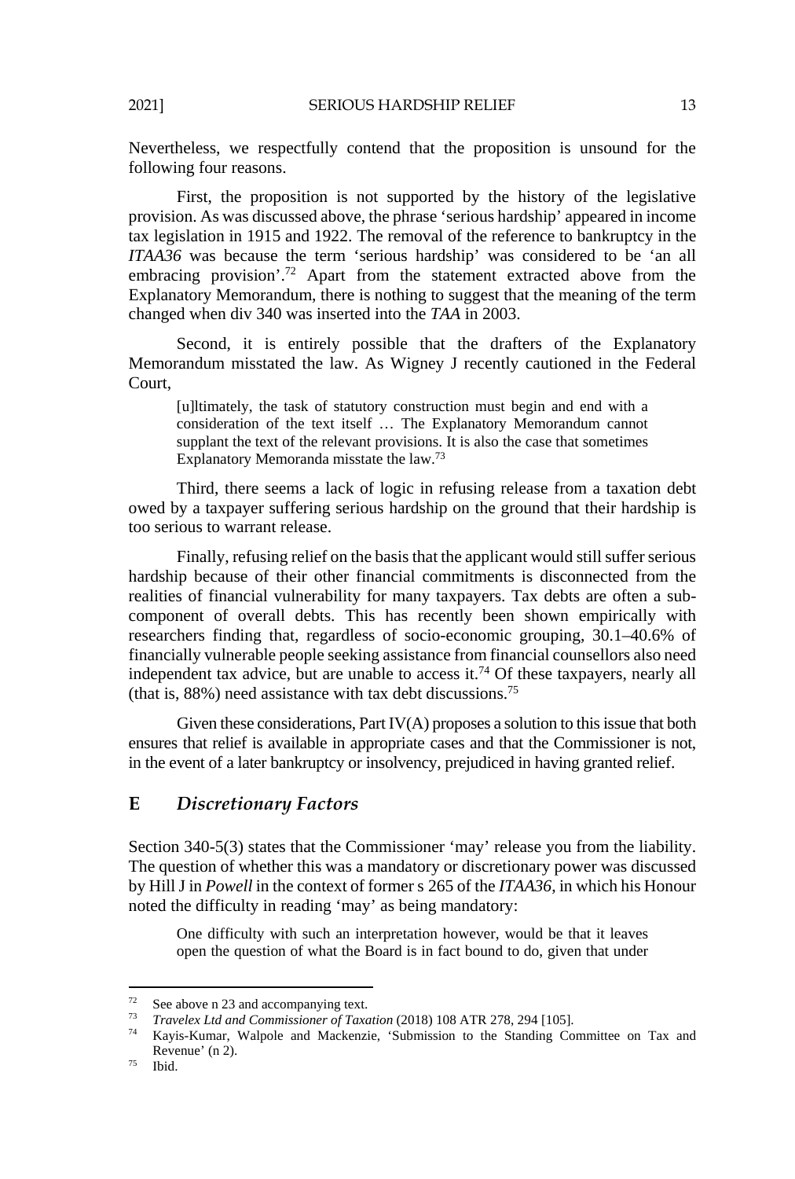Nevertheless, we respectfully contend that the proposition is unsound for the following four reasons.

First, the proposition is not supported by the history of the legislative provision. As was discussed above, the phrase 'serious hardship' appeared in income tax legislation in 1915 and 1922. The removal of the reference to bankruptcy in the *ITAA36* was because the term 'serious hardship' was considered to be 'an all embracing provision'.[72] Apart from the statement extracted above from the Explanatory Memorandum, there is nothing to suggest that the meaning of the term changed when div 340 was inserted into the *TAA* in 2003.

Second, it is entirely possible that the drafters of the Explanatory Memorandum misstated the law. As Wigney J recently cautioned in the Federal Court,

> [u]ltimately, the task of statutory construction must begin and end with a consideration of the text itself … The Explanatory Memorandum cannot supplant the text of the relevant provisions. It is also the case that sometimes Explanatory Memoranda misstate the law.[73]

Third, there seems a lack of logic in refusing release from a taxation debt owed by a taxpayer suffering serious hardship on the ground that their hardship is too serious to warrant release.

Finally, refusing relief on the basis that the applicant would still suffer serious hardship because of their other financial commitments is disconnected from the realities of financial vulnerability for many taxpayers. Tax debts are often a sub-component of overall debts. This has recently been shown empirically with researchers finding that, regardless of socio-economic grouping, 30.1–40.6% of financially vulnerable people seeking assistance from financial counsellors also need independent tax advice, but are unable to access it.[74] Of these taxpayers, nearly all (that is, 88%) need assistance with tax debt discussions.[75]

Given these considerations, Part IV(A) proposes a solution to this issue that both ensures that relief is available in appropriate cases and that the Commissioner is not, in the event of a later bankruptcy or insolvency, prejudiced in having granted relief.

## E *Discretionary Factors*

Section 340-5(3) states that the Commissioner 'may' release you from the liability. The question of whether this was a mandatory or discretionary power was discussed by Hill J in *Powell* in the context of former s 265 of the *ITAA36*, in which his Honour noted the difficulty in reading 'may' as being mandatory:

> One difficulty with such an interpretation however, would be that it leaves open the question of what the Board is in fact bound to do, given that under

---

[72] See above n 23 and accompanying text.

[73] *Travelex Ltd and Commissioner of Taxation* (2018) 108 ATR 278, 294 [105].

[74] Kayis-Kumar, Walpole and Mackenzie, 'Submission to the Standing Committee on Tax and Revenue' (n 2).

[75] Ibid.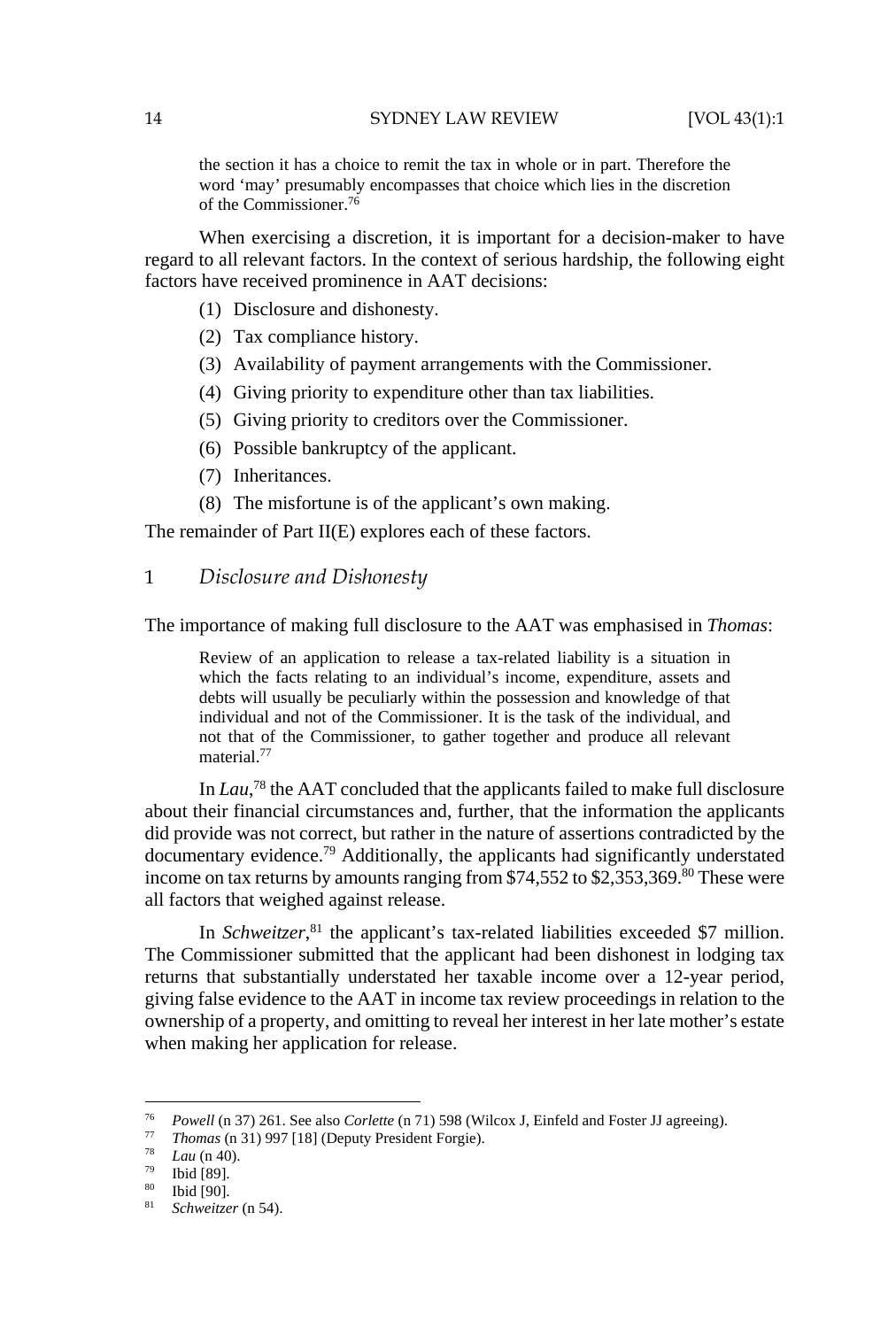> the section it has a choice to remit the tax in whole or in part. Therefore the word 'may' presumably encompasses that choice which lies in the discretion of the Commissioner.[76]

When exercising a discretion, it is important for a decision-maker to have regard to all relevant factors. In the context of serious hardship, the following eight factors have received prominence in AAT decisions:

(1) Disclosure and dishonesty.
(2) Tax compliance history.
(3) Availability of payment arrangements with the Commissioner.
(4) Giving priority to expenditure other than tax liabilities.
(5) Giving priority to creditors over the Commissioner.
(6) Possible bankruptcy of the applicant.
(7) Inheritances.
(8) The misfortune is of the applicant's own making.

The remainder of Part II(E) explores each of these factors.

### 1 *Disclosure and Dishonesty*

The importance of making full disclosure to the AAT was emphasised in *Thomas*:

> Review of an application to release a tax-related liability is a situation in which the facts relating to an individual's income, expenditure, assets and debts will usually be peculiarly within the possession and knowledge of that individual and not of the Commissioner. It is the task of the individual, and not that of the Commissioner, to gather together and produce all relevant material.[77]

In *Lau*,[78] the AAT concluded that the applicants failed to make full disclosure about their financial circumstances and, further, that the information the applicants did provide was not correct, but rather in the nature of assertions contradicted by the documentary evidence.[79] Additionally, the applicants had significantly understated income on tax returns by amounts ranging from $74,552 to $2,353,369.[80] These were all factors that weighed against release.

In *Schweitzer*,[81] the applicant's tax-related liabilities exceeded $7 million. The Commissioner submitted that the applicant had been dishonest in lodging tax returns that substantially understated her taxable income over a 12-year period, giving false evidence to the AAT in income tax review proceedings in relation to the ownership of a property, and omitting to reveal her interest in her late mother's estate when making her application for release.

---

[76] *Powell* (n 37) 261. See also *Corlette* (n 71) 598 (Wilcox J, Einfeld and Foster JJ agreeing).
[77] *Thomas* (n 31) 997 [18] (Deputy President Forgie).
[78] *Lau* (n 40).
[79] Ibid [89].
[80] Ibid [90].
[81] *Schweitzer* (n 54).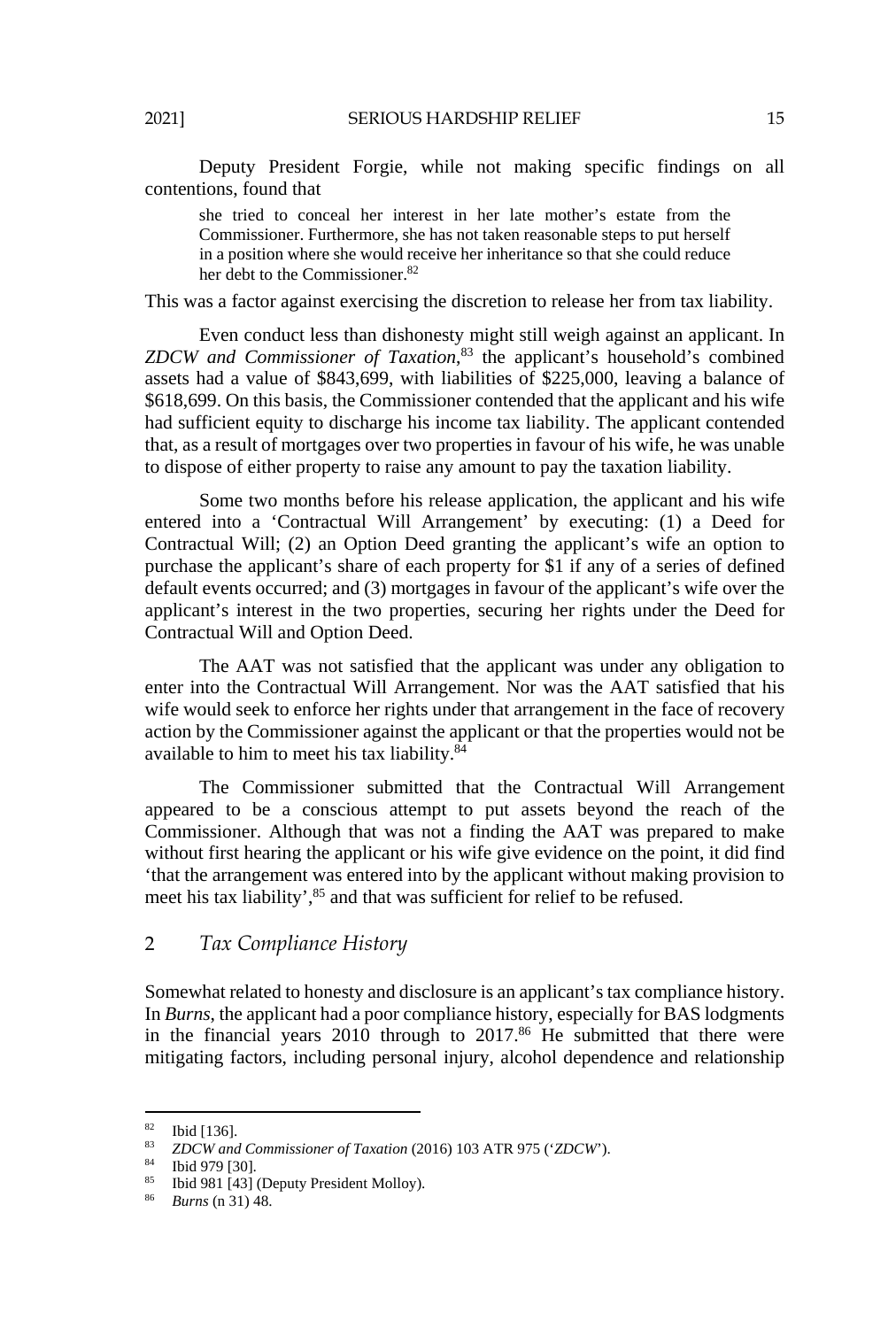Deputy President Forgie, while not making specific findings on all contentions, found that

> she tried to conceal her interest in her late mother's estate from the Commissioner. Furthermore, she has not taken reasonable steps to put herself in a position where she would receive her inheritance so that she could reduce her debt to the Commissioner.[82]

This was a factor against exercising the discretion to release her from tax liability.

Even conduct less than dishonesty might still weigh against an applicant. In *ZDCW and Commissioner of Taxation*,[83] the applicant's household's combined assets had a value of $843,699, with liabilities of $225,000, leaving a balance of $618,699. On this basis, the Commissioner contended that the applicant and his wife had sufficient equity to discharge his income tax liability. The applicant contended that, as a result of mortgages over two properties in favour of his wife, he was unable to dispose of either property to raise any amount to pay the taxation liability.

Some two months before his release application, the applicant and his wife entered into a 'Contractual Will Arrangement' by executing: (1) a Deed for Contractual Will; (2) an Option Deed granting the applicant's wife an option to purchase the applicant's share of each property for $1 if any of a series of defined default events occurred; and (3) mortgages in favour of the applicant's wife over the applicant's interest in the two properties, securing her rights under the Deed for Contractual Will and Option Deed.

The AAT was not satisfied that the applicant was under any obligation to enter into the Contractual Will Arrangement. Nor was the AAT satisfied that his wife would seek to enforce her rights under that arrangement in the face of recovery action by the Commissioner against the applicant or that the properties would not be available to him to meet his tax liability.[84]

The Commissioner submitted that the Contractual Will Arrangement appeared to be a conscious attempt to put assets beyond the reach of the Commissioner. Although that was not a finding the AAT was prepared to make without first hearing the applicant or his wife give evidence on the point, it did find 'that the arrangement was entered into by the applicant without making provision to meet his tax liability',[85] and that was sufficient for relief to be refused.

## 2 *Tax Compliance History*

Somewhat related to honesty and disclosure is an applicant's tax compliance history. In *Burns*, the applicant had a poor compliance history, especially for BAS lodgments in the financial years 2010 through to 2017.[86] He submitted that there were mitigating factors, including personal injury, alcohol dependence and relationship

---

[82] Ibid [136].

[83] *ZDCW and Commissioner of Taxation* (2016) 103 ATR 975 ('*ZDCW*').

[84] Ibid 979 [30].

[85] Ibid 981 [43] (Deputy President Molloy).

[86] *Burns* (n 31) 48.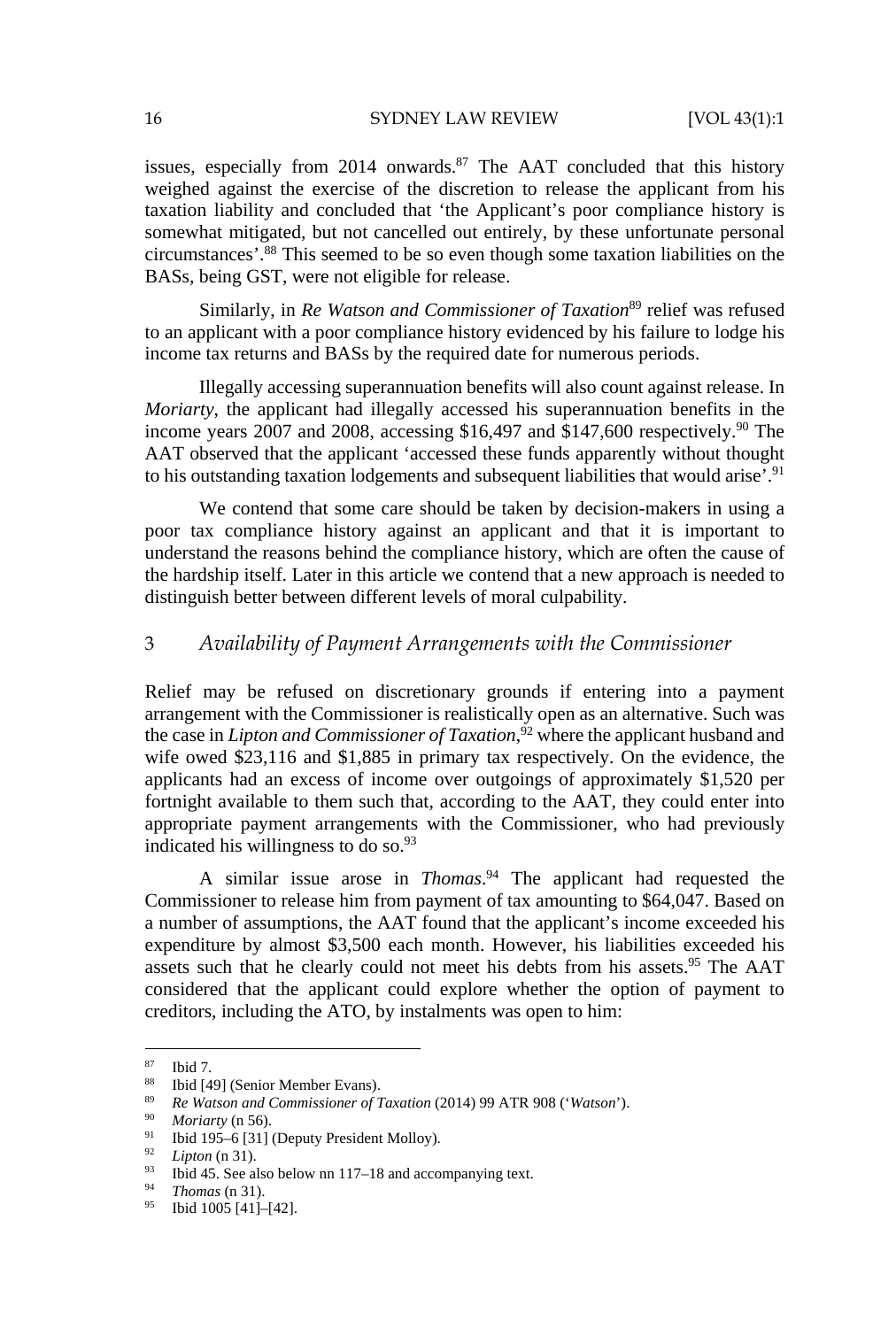issues, especially from 2014 onwards.[87] The AAT concluded that this history weighed against the exercise of the discretion to release the applicant from his taxation liability and concluded that 'the Applicant's poor compliance history is somewhat mitigated, but not cancelled out entirely, by these unfortunate personal circumstances'.[88] This seemed to be so even though some taxation liabilities on the BASs, being GST, were not eligible for release.

Similarly, in *Re Watson and Commissioner of Taxation*[89] relief was refused to an applicant with a poor compliance history evidenced by his failure to lodge his income tax returns and BASs by the required date for numerous periods.

Illegally accessing superannuation benefits will also count against release. In *Moriarty*, the applicant had illegally accessed his superannuation benefits in the income years 2007 and 2008, accessing $16,497 and $147,600 respectively.[90] The AAT observed that the applicant 'accessed these funds apparently without thought to his outstanding taxation lodgements and subsequent liabilities that would arise'.[91]

We contend that some care should be taken by decision-makers in using a poor tax compliance history against an applicant and that it is important to understand the reasons behind the compliance history, which are often the cause of the hardship itself. Later in this article we contend that a new approach is needed to distinguish better between different levels of moral culpability.

### 3 *Availability of Payment Arrangements with the Commissioner*

Relief may be refused on discretionary grounds if entering into a payment arrangement with the Commissioner is realistically open as an alternative. Such was the case in *Lipton and Commissioner of Taxation*,[92] where the applicant husband and wife owed $23,116 and $1,885 in primary tax respectively. On the evidence, the applicants had an excess of income over outgoings of approximately $1,520 per fortnight available to them such that, according to the AAT, they could enter into appropriate payment arrangements with the Commissioner, who had previously indicated his willingness to do so.[93]

A similar issue arose in *Thomas*.[94] The applicant had requested the Commissioner to release him from payment of tax amounting to $64,047. Based on a number of assumptions, the AAT found that the applicant's income exceeded his expenditure by almost $3,500 each month. However, his liabilities exceeded his assets such that he clearly could not meet his debts from his assets.[95] The AAT considered that the applicant could explore whether the option of payment to creditors, including the ATO, by instalments was open to him:

---

[87] Ibid 7.

[88] Ibid [49] (Senior Member Evans).

[89] *Re Watson and Commissioner of Taxation* (2014) 99 ATR 908 ('*Watson*').

[90] *Moriarty* (n 56).

[91] Ibid 195–6 [31] (Deputy President Molloy).

[92] *Lipton* (n 31).

[93] Ibid 45. See also below nn 117–18 and accompanying text.

[94] *Thomas* (n 31).

[95] Ibid 1005 [41]–[42].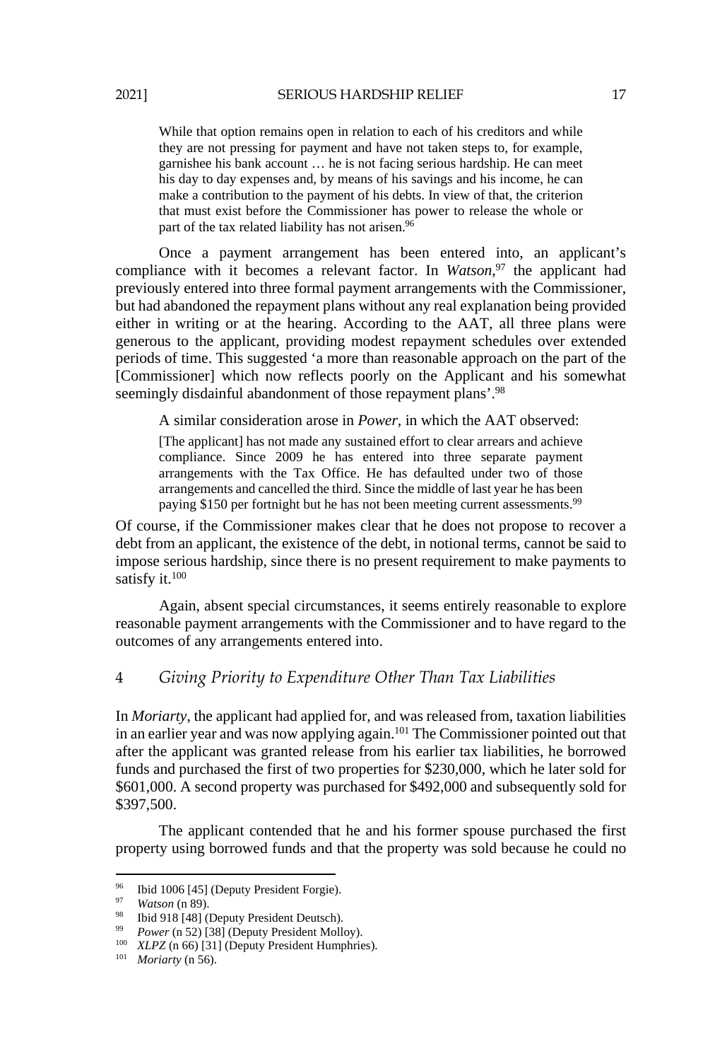> While that option remains open in relation to each of his creditors and while they are not pressing for payment and have not taken steps to, for example, garnishee his bank account … he is not facing serious hardship. He can meet his day to day expenses and, by means of his savings and his income, he can make a contribution to the payment of his debts. In view of that, the criterion that must exist before the Commissioner has power to release the whole or part of the tax related liability has not arisen.[96]

Once a payment arrangement has been entered into, an applicant's compliance with it becomes a relevant factor. In *Watson*,[97] the applicant had previously entered into three formal payment arrangements with the Commissioner, but had abandoned the repayment plans without any real explanation being provided either in writing or at the hearing. According to the AAT, all three plans were generous to the applicant, providing modest repayment schedules over extended periods of time. This suggested 'a more than reasonable approach on the part of the [Commissioner] which now reflects poorly on the Applicant and his somewhat seemingly disdainful abandonment of those repayment plans'.[98]

A similar consideration arose in *Power*, in which the AAT observed:

> [The applicant] has not made any sustained effort to clear arrears and achieve compliance. Since 2009 he has entered into three separate payment arrangements with the Tax Office. He has defaulted under two of those arrangements and cancelled the third. Since the middle of last year he has been paying $150 per fortnight but he has not been meeting current assessments.[99]

Of course, if the Commissioner makes clear that he does not propose to recover a debt from an applicant, the existence of the debt, in notional terms, cannot be said to impose serious hardship, since there is no present requirement to make payments to satisfy it.[100]

Again, absent special circumstances, it seems entirely reasonable to explore reasonable payment arrangements with the Commissioner and to have regard to the outcomes of any arrangements entered into.

### 4 *Giving Priority to Expenditure Other Than Tax Liabilities*

In *Moriarty*, the applicant had applied for, and was released from, taxation liabilities in an earlier year and was now applying again.[101] The Commissioner pointed out that after the applicant was granted release from his earlier tax liabilities, he borrowed funds and purchased the first of two properties for $230,000, which he later sold for $601,000. A second property was purchased for $492,000 and subsequently sold for $397,500.

The applicant contended that he and his former spouse purchased the first property using borrowed funds and that the property was sold because he could no

---

[96] Ibid 1006 [45] (Deputy President Forgie).

[97] *Watson* (n 89).

[98] Ibid 918 [48] (Deputy President Deutsch).

[99] *Power* (n 52) [38] (Deputy President Molloy).

[100] *XLPZ* (n 66) [31] (Deputy President Humphries).

[101] *Moriarty* (n 56).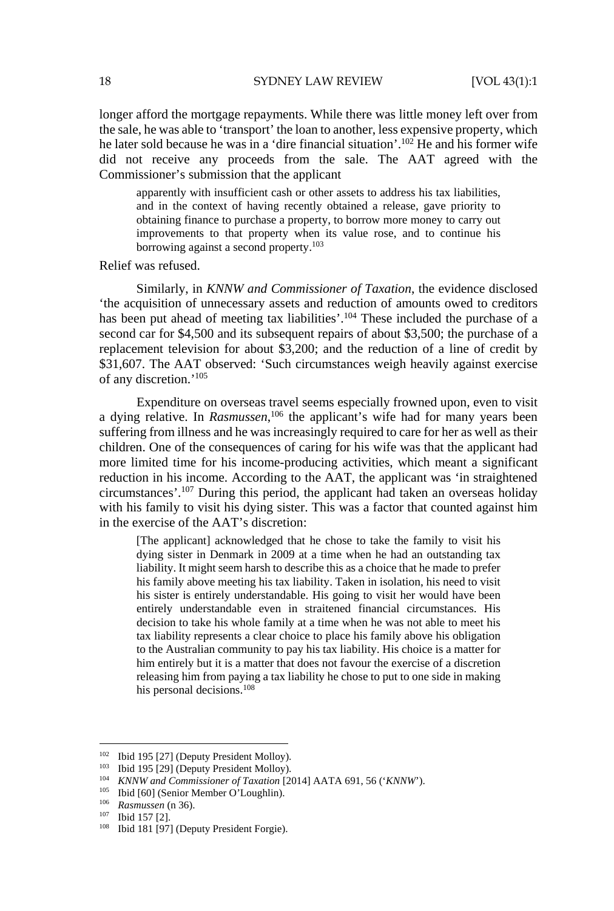longer afford the mortgage repayments. While there was little money left over from the sale, he was able to 'transport' the loan to another, less expensive property, which he later sold because he was in a 'dire financial situation'.[102] He and his former wife did not receive any proceeds from the sale. The AAT agreed with the Commissioner's submission that the applicant

> apparently with insufficient cash or other assets to address his tax liabilities, and in the context of having recently obtained a release, gave priority to obtaining finance to purchase a property, to borrow more money to carry out improvements to that property when its value rose, and to continue his borrowing against a second property.[103]

Relief was refused.

Similarly, in *KNNW and Commissioner of Taxation*, the evidence disclosed 'the acquisition of unnecessary assets and reduction of amounts owed to creditors has been put ahead of meeting tax liabilities'.[104] These included the purchase of a second car for $4,500 and its subsequent repairs of about $3,500; the purchase of a replacement television for about $3,200; and the reduction of a line of credit by $31,607. The AAT observed: 'Such circumstances weigh heavily against exercise of any discretion.'[105]

Expenditure on overseas travel seems especially frowned upon, even to visit a dying relative. In *Rasmussen*,[106] the applicant's wife had for many years been suffering from illness and he was increasingly required to care for her as well as their children. One of the consequences of caring for his wife was that the applicant had more limited time for his income-producing activities, which meant a significant reduction in his income. According to the AAT, the applicant was 'in straightened circumstances'.[107] During this period, the applicant had taken an overseas holiday with his family to visit his dying sister. This was a factor that counted against him in the exercise of the AAT's discretion:

> [The applicant] acknowledged that he chose to take the family to visit his dying sister in Denmark in 2009 at a time when he had an outstanding tax liability. It might seem harsh to describe this as a choice that he made to prefer his family above meeting his tax liability. Taken in isolation, his need to visit his sister is entirely understandable. His going to visit her would have been entirely understandable even in straitened financial circumstances. His decision to take his whole family at a time when he was not able to meet his tax liability represents a clear choice to place his family above his obligation to the Australian community to pay his tax liability. His choice is a matter for him entirely but it is a matter that does not favour the exercise of a discretion releasing him from paying a tax liability he chose to put to one side in making his personal decisions.[108]

---

[102] Ibid 195 [27] (Deputy President Molloy).

[103] Ibid 195 [29] (Deputy President Molloy).

[104] *KNNW and Commissioner of Taxation* [2014] AATA 691, 56 ('*KNNW*').

[105] Ibid [60] (Senior Member O'Loughlin).

[106] *Rasmussen* (n 36).

[107] Ibid 157 [2].

[108] Ibid 181 [97] (Deputy President Forgie).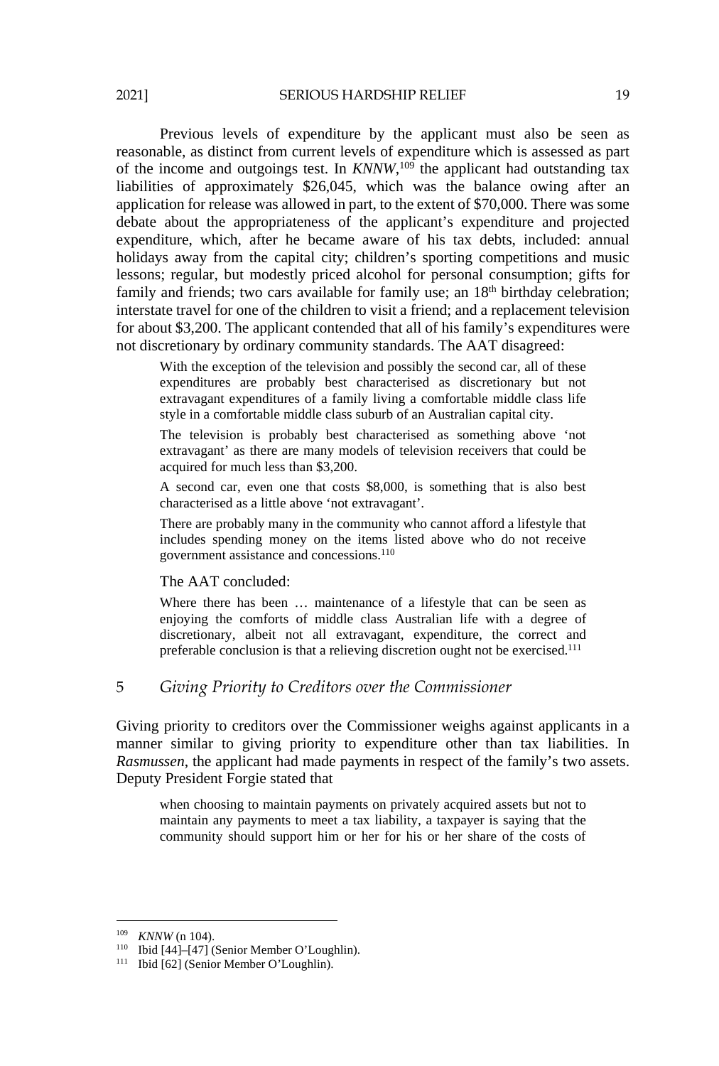Previous levels of expenditure by the applicant must also be seen as reasonable, as distinct from current levels of expenditure which is assessed as part of the income and outgoings test. In *KNNW*,[109] the applicant had outstanding tax liabilities of approximately $26,045, which was the balance owing after an application for release was allowed in part, to the extent of $70,000. There was some debate about the appropriateness of the applicant's expenditure and projected expenditure, which, after he became aware of his tax debts, included: annual holidays away from the capital city; children's sporting competitions and music lessons; regular, but modestly priced alcohol for personal consumption; gifts for family and friends; two cars available for family use; an 18th birthday celebration; interstate travel for one of the children to visit a friend; and a replacement television for about $3,200. The applicant contended that all of his family's expenditures were not discretionary by ordinary community standards. The AAT disagreed:

> With the exception of the television and possibly the second car, all of these expenditures are probably best characterised as discretionary but not extravagant expenditures of a family living a comfortable middle class life style in a comfortable middle class suburb of an Australian capital city.
>
> The television is probably best characterised as something above 'not extravagant' as there are many models of television receivers that could be acquired for much less than $3,200.
>
> A second car, even one that costs $8,000, is something that is also best characterised as a little above 'not extravagant'.
>
> There are probably many in the community who cannot afford a lifestyle that includes spending money on the items listed above who do not receive government assistance and concessions.[110]

The AAT concluded:

> Where there has been … maintenance of a lifestyle that can be seen as enjoying the comforts of middle class Australian life with a degree of discretionary, albeit not all extravagant, expenditure, the correct and preferable conclusion is that a relieving discretion ought not be exercised.[111]

## 5 *Giving Priority to Creditors over the Commissioner*

Giving priority to creditors over the Commissioner weighs against applicants in a manner similar to giving priority to expenditure other than tax liabilities. In *Rasmussen*, the applicant had made payments in respect of the family's two assets. Deputy President Forgie stated that

> when choosing to maintain payments on privately acquired assets but not to maintain any payments to meet a tax liability, a taxpayer is saying that the community should support him or her for his or her share of the costs of

---

[109] *KNNW* (n 104).

[110] Ibid [44]–[47] (Senior Member O'Loughlin).

[111] Ibid [62] (Senior Member O'Loughlin).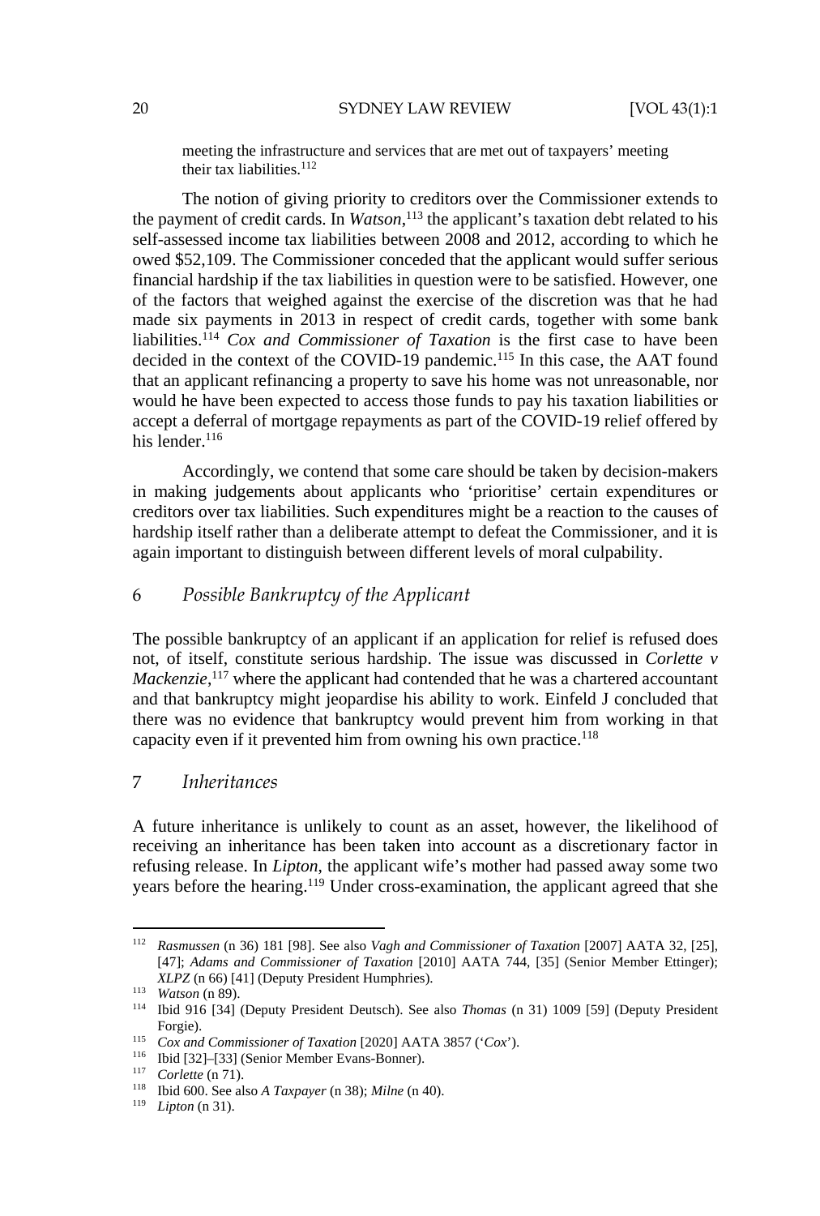meeting the infrastructure and services that are met out of taxpayers' meeting their tax liabilities.[112]

The notion of giving priority to creditors over the Commissioner extends to the payment of credit cards. In *Watson*,[113] the applicant's taxation debt related to his self-assessed income tax liabilities between 2008 and 2012, according to which he owed $52,109. The Commissioner conceded that the applicant would suffer serious financial hardship if the tax liabilities in question were to be satisfied. However, one of the factors that weighed against the exercise of the discretion was that he had made six payments in 2013 in respect of credit cards, together with some bank liabilities.[114] *Cox and Commissioner of Taxation* is the first case to have been decided in the context of the COVID-19 pandemic.[115] In this case, the AAT found that an applicant refinancing a property to save his home was not unreasonable, nor would he have been expected to access those funds to pay his taxation liabilities or accept a deferral of mortgage repayments as part of the COVID-19 relief offered by his lender.[116]

Accordingly, we contend that some care should be taken by decision-makers in making judgements about applicants who 'prioritise' certain expenditures or creditors over tax liabilities. Such expenditures might be a reaction to the causes of hardship itself rather than a deliberate attempt to defeat the Commissioner, and it is again important to distinguish between different levels of moral culpability.

### 6 *Possible Bankruptcy of the Applicant*

The possible bankruptcy of an applicant if an application for relief is refused does not, of itself, constitute serious hardship. The issue was discussed in *Corlette v Mackenzie*,[117] where the applicant had contended that he was a chartered accountant and that bankruptcy might jeopardise his ability to work. Einfeld J concluded that there was no evidence that bankruptcy would prevent him from working in that capacity even if it prevented him from owning his own practice.[118]

### 7 *Inheritances*

A future inheritance is unlikely to count as an asset, however, the likelihood of receiving an inheritance has been taken into account as a discretionary factor in refusing release. In *Lipton*, the applicant wife's mother had passed away some two years before the hearing.[119] Under cross-examination, the applicant agreed that she

---

[112] *Rasmussen* (n 36) 181 [98]. See also *Vagh and Commissioner of Taxation* [2007] AATA 32, [25], [47]; *Adams and Commissioner of Taxation* [2010] AATA 744, [35] (Senior Member Ettinger); *XLPZ* (n 66) [41] (Deputy President Humphries).

[113] *Watson* (n 89).

[114] Ibid 916 [34] (Deputy President Deutsch). See also *Thomas* (n 31) 1009 [59] (Deputy President Forgie).

[115] *Cox and Commissioner of Taxation* [2020] AATA 3857 ('*Cox*').

[116] Ibid [32]–[33] (Senior Member Evans-Bonner).

[117] *Corlette* (n 71).

[118] Ibid 600. See also *A Taxpayer* (n 38); *Milne* (n 40).

[119] *Lipton* (n 31).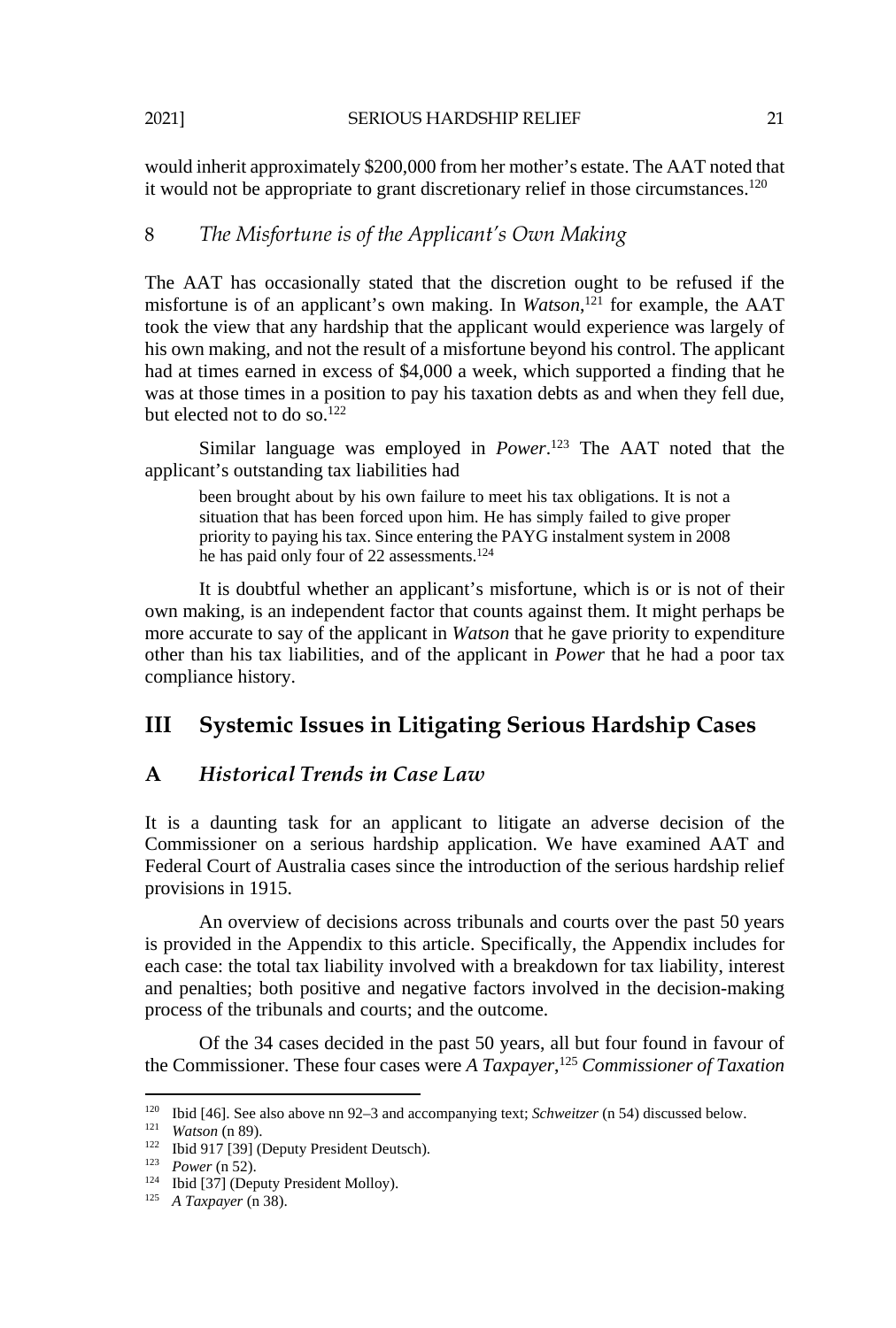would inherit approximately $200,000 from her mother's estate. The AAT noted that it would not be appropriate to grant discretionary relief in those circumstances.[120]

### 8 *The Misfortune is of the Applicant's Own Making*

The AAT has occasionally stated that the discretion ought to be refused if the misfortune is of an applicant's own making. In *Watson*,[121] for example, the AAT took the view that any hardship that the applicant would experience was largely of his own making, and not the result of a misfortune beyond his control. The applicant had at times earned in excess of $4,000 a week, which supported a finding that he was at those times in a position to pay his taxation debts as and when they fell due, but elected not to do so.[122]

Similar language was employed in *Power*.[123] The AAT noted that the applicant's outstanding tax liabilities had

> been brought about by his own failure to meet his tax obligations. It is not a situation that has been forced upon him. He has simply failed to give proper priority to paying his tax. Since entering the PAYG instalment system in 2008 he has paid only four of 22 assessments.[124]

It is doubtful whether an applicant's misfortune, which is or is not of their own making, is an independent factor that counts against them. It might perhaps be more accurate to say of the applicant in *Watson* that he gave priority to expenditure other than his tax liabilities, and of the applicant in *Power* that he had a poor tax compliance history.

## III Systemic Issues in Litigating Serious Hardship Cases

### A *Historical Trends in Case Law*

It is a daunting task for an applicant to litigate an adverse decision of the Commissioner on a serious hardship application. We have examined AAT and Federal Court of Australia cases since the introduction of the serious hardship relief provisions in 1915.

An overview of decisions across tribunals and courts over the past 50 years is provided in the Appendix to this article. Specifically, the Appendix includes for each case: the total tax liability involved with a breakdown for tax liability, interest and penalties; both positive and negative factors involved in the decision-making process of the tribunals and courts; and the outcome.

Of the 34 cases decided in the past 50 years, all but four found in favour of the Commissioner. These four cases were *A Taxpayer*,[125] *Commissioner of Taxation*

---

[120] Ibid [46]. See also above nn 92–3 and accompanying text; *Schweitzer* (n 54) discussed below.

[121] *Watson* (n 89).

[122] Ibid 917 [39] (Deputy President Deutsch).

[123] *Power* (n 52).

[124] Ibid [37] (Deputy President Molloy).

[125] *A Taxpayer* (n 38).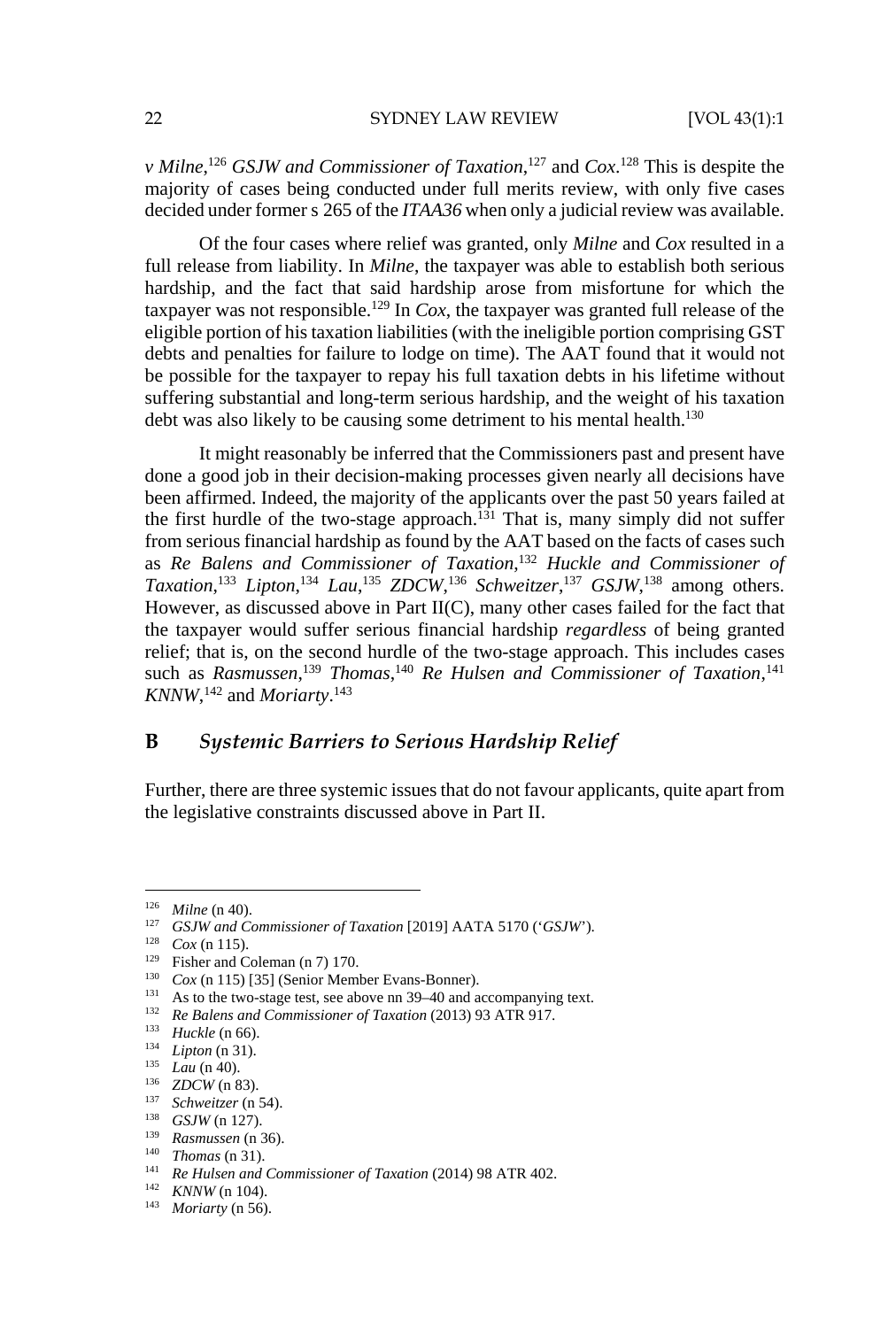*v Milne*,[126] *GSJW and Commissioner of Taxation*,[127] and *Cox*.[128] This is despite the majority of cases being conducted under full merits review, with only five cases decided under former s 265 of the *ITAA36* when only a judicial review was available.

Of the four cases where relief was granted, only *Milne* and *Cox* resulted in a full release from liability. In *Milne*, the taxpayer was able to establish both serious hardship, and the fact that said hardship arose from misfortune for which the taxpayer was not responsible.[129] In *Cox*, the taxpayer was granted full release of the eligible portion of his taxation liabilities (with the ineligible portion comprising GST debts and penalties for failure to lodge on time). The AAT found that it would not be possible for the taxpayer to repay his full taxation debts in his lifetime without suffering substantial and long-term serious hardship, and the weight of his taxation debt was also likely to be causing some detriment to his mental health.[130]

It might reasonably be inferred that the Commissioners past and present have done a good job in their decision-making processes given nearly all decisions have been affirmed. Indeed, the majority of the applicants over the past 50 years failed at the first hurdle of the two-stage approach.[131] That is, many simply did not suffer from serious financial hardship as found by the AAT based on the facts of cases such as *Re Balens and Commissioner of Taxation*,[132] *Huckle and Commissioner of Taxation*,[133] *Lipton*,[134] *Lau*,[135] *ZDCW*,[136] *Schweitzer*,[137] *GSJW*,[138] among others. However, as discussed above in Part II(C), many other cases failed for the fact that the taxpayer would suffer serious financial hardship *regardless* of being granted relief; that is, on the second hurdle of the two-stage approach. This includes cases such as *Rasmussen*,[139] *Thomas*,[140] *Re Hulsen and Commissioner of Taxation*,[141] *KNNW*,[142] and *Moriarty*.[143]

## B *Systemic Barriers to Serious Hardship Relief*

Further, there are three systemic issues that do not favour applicants, quite apart from the legislative constraints discussed above in Part II.

---

[126] *Milne* (n 40).
[127] *GSJW and Commissioner of Taxation* [2019] AATA 5170 ('*GSJW*').
[128] *Cox* (n 115).
[129] Fisher and Coleman (n 7) 170.
[130] *Cox* (n 115) [35] (Senior Member Evans-Bonner).
[131] As to the two-stage test, see above nn 39–40 and accompanying text.
[132] *Re Balens and Commissioner of Taxation* (2013) 93 ATR 917.
[133] *Huckle* (n 66).
[134] *Lipton* (n 31).
[135] *Lau* (n 40).
[136] *ZDCW* (n 83).
[137] *Schweitzer* (n 54).
[138] *GSJW* (n 127).
[139] *Rasmussen* (n 36).
[140] *Thomas* (n 31).
[141] *Re Hulsen and Commissioner of Taxation* (2014) 98 ATR 402.
[142] *KNNW* (n 104).
[143] *Moriarty* (n 56).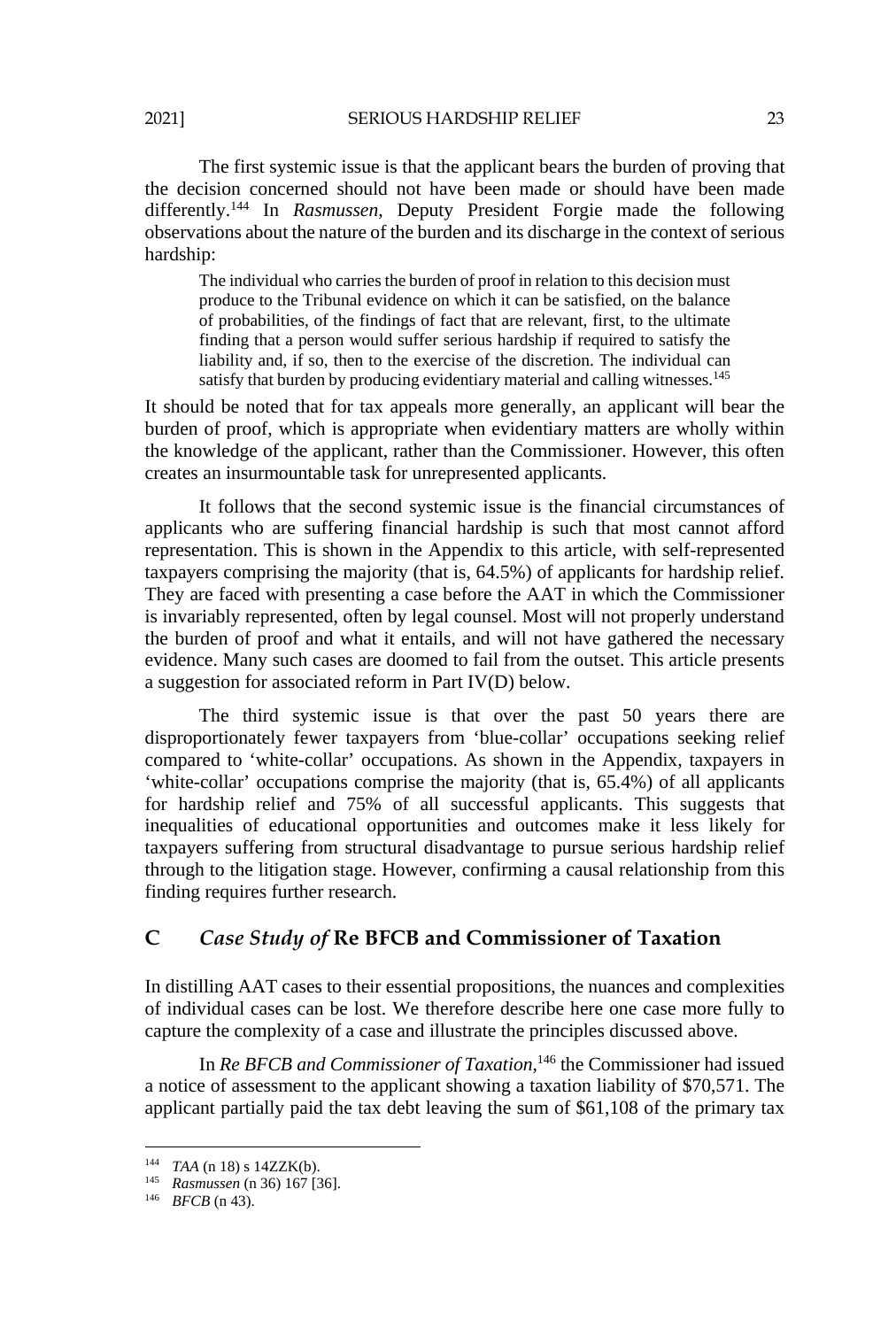The first systemic issue is that the applicant bears the burden of proving that the decision concerned should not have been made or should have been made differently.[144] In *Rasmussen*, Deputy President Forgie made the following observations about the nature of the burden and its discharge in the context of serious hardship:

> The individual who carries the burden of proof in relation to this decision must produce to the Tribunal evidence on which it can be satisfied, on the balance of probabilities, of the findings of fact that are relevant, first, to the ultimate finding that a person would suffer serious hardship if required to satisfy the liability and, if so, then to the exercise of the discretion. The individual can satisfy that burden by producing evidentiary material and calling witnesses.[145]

It should be noted that for tax appeals more generally, an applicant will bear the burden of proof, which is appropriate when evidentiary matters are wholly within the knowledge of the applicant, rather than the Commissioner. However, this often creates an insurmountable task for unrepresented applicants.

It follows that the second systemic issue is the financial circumstances of applicants who are suffering financial hardship is such that most cannot afford representation. This is shown in the Appendix to this article, with self-represented taxpayers comprising the majority (that is, 64.5%) of applicants for hardship relief. They are faced with presenting a case before the AAT in which the Commissioner is invariably represented, often by legal counsel. Most will not properly understand the burden of proof and what it entails, and will not have gathered the necessary evidence. Many such cases are doomed to fail from the outset. This article presents a suggestion for associated reform in Part IV(D) below.

The third systemic issue is that over the past 50 years there are disproportionately fewer taxpayers from 'blue-collar' occupations seeking relief compared to 'white-collar' occupations. As shown in the Appendix, taxpayers in 'white-collar' occupations comprise the majority (that is, 65.4%) of all applicants for hardship relief and 75% of all successful applicants. This suggests that inequalities of educational opportunities and outcomes make it less likely for taxpayers suffering from structural disadvantage to pursue serious hardship relief through to the litigation stage. However, confirming a causal relationship from this finding requires further research.

## C *Case Study of* Re BFCB and Commissioner of Taxation

In distilling AAT cases to their essential propositions, the nuances and complexities of individual cases can be lost. We therefore describe here one case more fully to capture the complexity of a case and illustrate the principles discussed above.

In *Re BFCB and Commissioner of Taxation*,[146] the Commissioner had issued a notice of assessment to the applicant showing a taxation liability of $70,571. The applicant partially paid the tax debt leaving the sum of $61,108 of the primary tax

---

[144] *TAA* (n 18) s 14ZZK(b).

[145] *Rasmussen* (n 36) 167 [36].

[146] *BFCB* (n 43).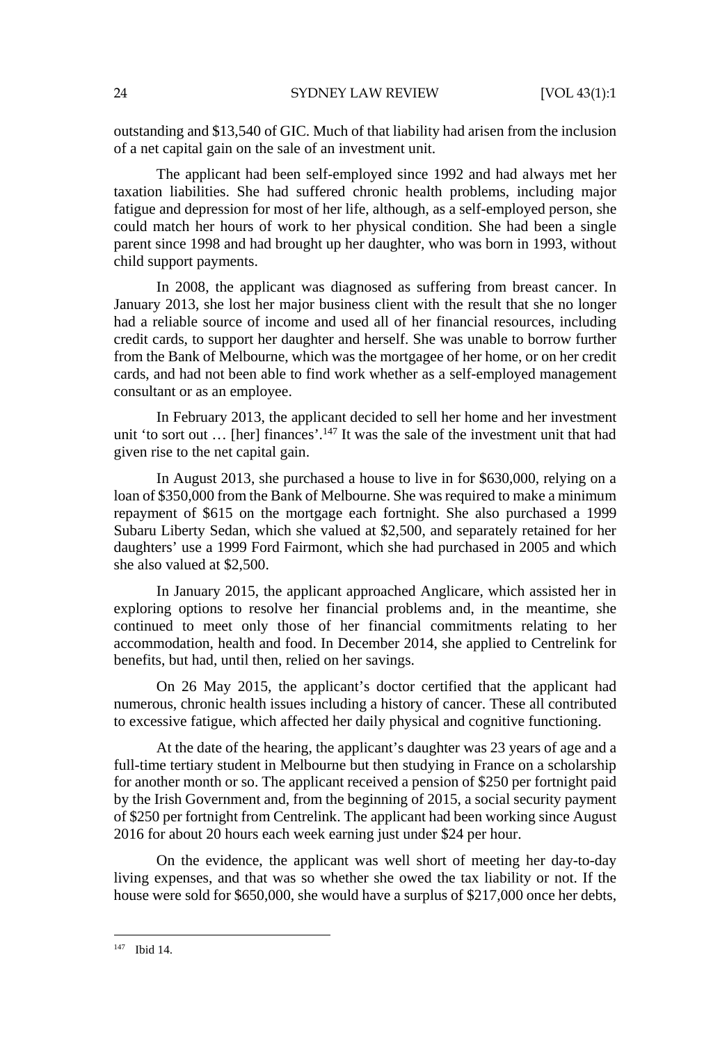outstanding and $13,540 of GIC. Much of that liability had arisen from the inclusion of a net capital gain on the sale of an investment unit.

The applicant had been self-employed since 1992 and had always met her taxation liabilities. She had suffered chronic health problems, including major fatigue and depression for most of her life, although, as a self-employed person, she could match her hours of work to her physical condition. She had been a single parent since 1998 and had brought up her daughter, who was born in 1993, without child support payments.

In 2008, the applicant was diagnosed as suffering from breast cancer. In January 2013, she lost her major business client with the result that she no longer had a reliable source of income and used all of her financial resources, including credit cards, to support her daughter and herself. She was unable to borrow further from the Bank of Melbourne, which was the mortgagee of her home, or on her credit cards, and had not been able to find work whether as a self-employed management consultant or as an employee.

In February 2013, the applicant decided to sell her home and her investment unit 'to sort out … [her] finances'.[147] It was the sale of the investment unit that had given rise to the net capital gain.

In August 2013, she purchased a house to live in for $630,000, relying on a loan of $350,000 from the Bank of Melbourne. She was required to make a minimum repayment of $615 on the mortgage each fortnight. She also purchased a 1999 Subaru Liberty Sedan, which she valued at $2,500, and separately retained for her daughters' use a 1999 Ford Fairmont, which she had purchased in 2005 and which she also valued at $2,500.

In January 2015, the applicant approached Anglicare, which assisted her in exploring options to resolve her financial problems and, in the meantime, she continued to meet only those of her financial commitments relating to her accommodation, health and food. In December 2014, she applied to Centrelink for benefits, but had, until then, relied on her savings.

On 26 May 2015, the applicant's doctor certified that the applicant had numerous, chronic health issues including a history of cancer. These all contributed to excessive fatigue, which affected her daily physical and cognitive functioning.

At the date of the hearing, the applicant's daughter was 23 years of age and a full-time tertiary student in Melbourne but then studying in France on a scholarship for another month or so. The applicant received a pension of $250 per fortnight paid by the Irish Government and, from the beginning of 2015, a social security payment of $250 per fortnight from Centrelink. The applicant had been working since August 2016 for about 20 hours each week earning just under $24 per hour.

On the evidence, the applicant was well short of meeting her day-to-day living expenses, and that was so whether she owed the tax liability or not. If the house were sold for $650,000, she would have a surplus of $217,000 once her debts,

---

[147] Ibid 14.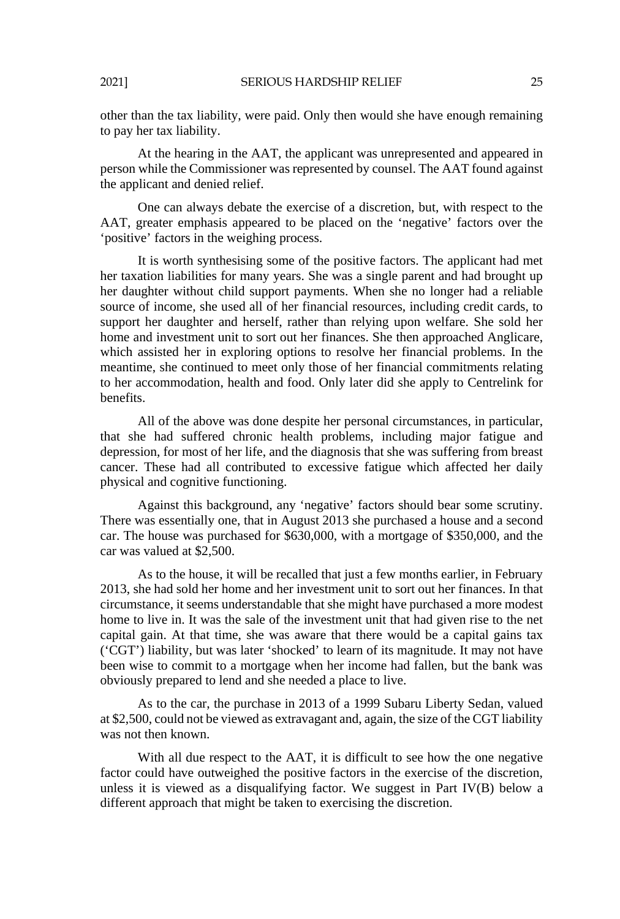other than the tax liability, were paid. Only then would she have enough remaining to pay her tax liability.

At the hearing in the AAT, the applicant was unrepresented and appeared in person while the Commissioner was represented by counsel. The AAT found against the applicant and denied relief.

One can always debate the exercise of a discretion, but, with respect to the AAT, greater emphasis appeared to be placed on the 'negative' factors over the 'positive' factors in the weighing process.

It is worth synthesising some of the positive factors. The applicant had met her taxation liabilities for many years. She was a single parent and had brought up her daughter without child support payments. When she no longer had a reliable source of income, she used all of her financial resources, including credit cards, to support her daughter and herself, rather than relying upon welfare. She sold her home and investment unit to sort out her finances. She then approached Anglicare, which assisted her in exploring options to resolve her financial problems. In the meantime, she continued to meet only those of her financial commitments relating to her accommodation, health and food. Only later did she apply to Centrelink for benefits.

All of the above was done despite her personal circumstances, in particular, that she had suffered chronic health problems, including major fatigue and depression, for most of her life, and the diagnosis that she was suffering from breast cancer. These had all contributed to excessive fatigue which affected her daily physical and cognitive functioning.

Against this background, any 'negative' factors should bear some scrutiny. There was essentially one, that in August 2013 she purchased a house and a second car. The house was purchased for $630,000, with a mortgage of $350,000, and the car was valued at $2,500.

As to the house, it will be recalled that just a few months earlier, in February 2013, she had sold her home and her investment unit to sort out her finances. In that circumstance, it seems understandable that she might have purchased a more modest home to live in. It was the sale of the investment unit that had given rise to the net capital gain. At that time, she was aware that there would be a capital gains tax ('CGT') liability, but was later 'shocked' to learn of its magnitude. It may not have been wise to commit to a mortgage when her income had fallen, but the bank was obviously prepared to lend and she needed a place to live.

As to the car, the purchase in 2013 of a 1999 Subaru Liberty Sedan, valued at $2,500, could not be viewed as extravagant and, again, the size of the CGT liability was not then known.

With all due respect to the AAT, it is difficult to see how the one negative factor could have outweighed the positive factors in the exercise of the discretion, unless it is viewed as a disqualifying factor. We suggest in Part IV(B) below a different approach that might be taken to exercising the discretion.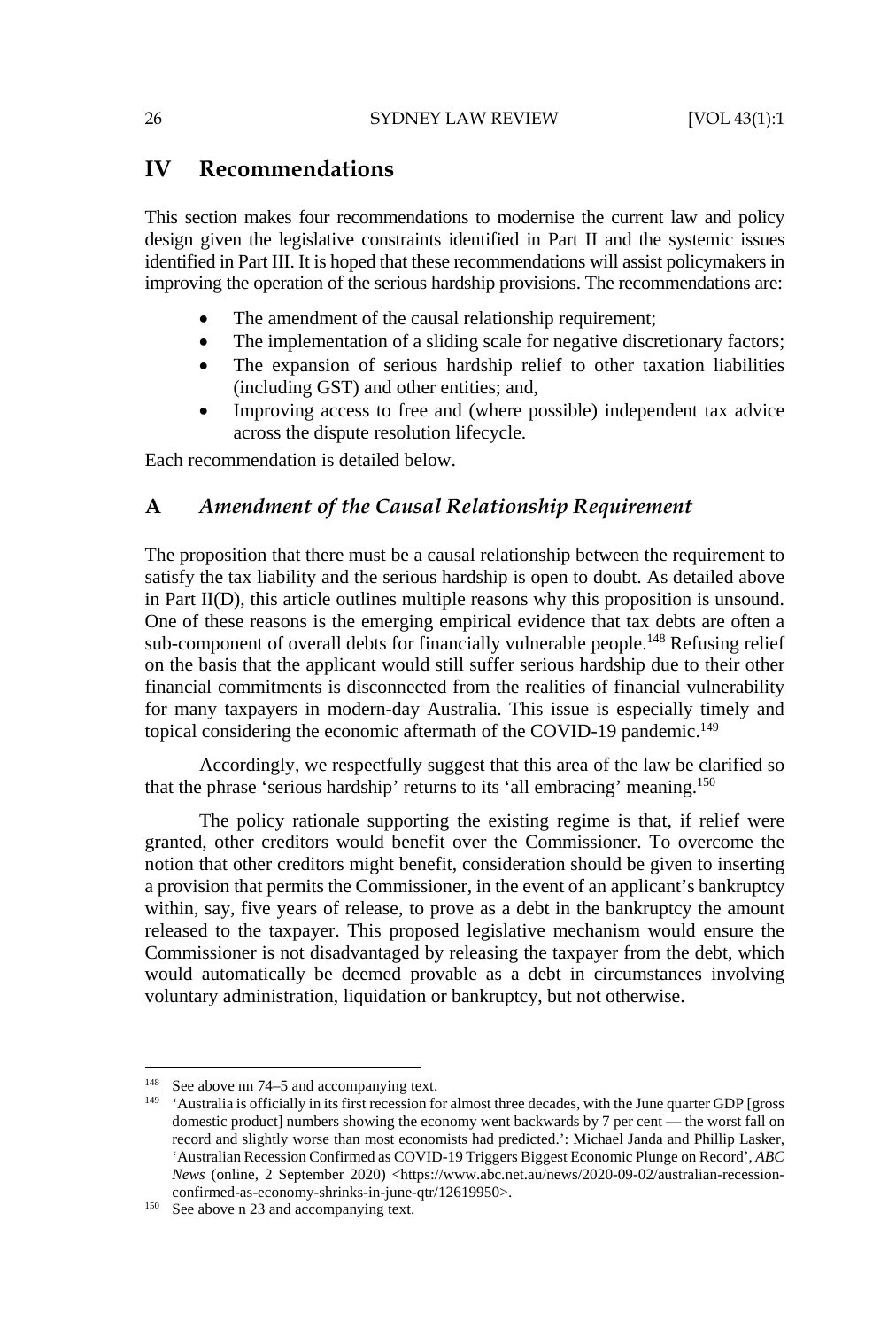## IV Recommendations

This section makes four recommendations to modernise the current law and policy design given the legislative constraints identified in Part II and the systemic issues identified in Part III. It is hoped that these recommendations will assist policymakers in improving the operation of the serious hardship provisions. The recommendations are:

- The amendment of the causal relationship requirement;
- The implementation of a sliding scale for negative discretionary factors;
- The expansion of serious hardship relief to other taxation liabilities (including GST) and other entities; and,
- Improving access to free and (where possible) independent tax advice across the dispute resolution lifecycle.

Each recommendation is detailed below.

### A *Amendment of the Causal Relationship Requirement*

The proposition that there must be a causal relationship between the requirement to satisfy the tax liability and the serious hardship is open to doubt. As detailed above in Part II(D), this article outlines multiple reasons why this proposition is unsound. One of these reasons is the emerging empirical evidence that tax debts are often a sub-component of overall debts for financially vulnerable people.[148] Refusing relief on the basis that the applicant would still suffer serious hardship due to their other financial commitments is disconnected from the realities of financial vulnerability for many taxpayers in modern-day Australia. This issue is especially timely and topical considering the economic aftermath of the COVID-19 pandemic.[149]

Accordingly, we respectfully suggest that this area of the law be clarified so that the phrase 'serious hardship' returns to its 'all embracing' meaning.[150]

The policy rationale supporting the existing regime is that, if relief were granted, other creditors would benefit over the Commissioner. To overcome the notion that other creditors might benefit, consideration should be given to inserting a provision that permits the Commissioner, in the event of an applicant's bankruptcy within, say, five years of release, to prove as a debt in the bankruptcy the amount released to the taxpayer. This proposed legislative mechanism would ensure the Commissioner is not disadvantaged by releasing the taxpayer from the debt, which would automatically be deemed provable as a debt in circumstances involving voluntary administration, liquidation or bankruptcy, but not otherwise.

---

[148] See above nn 74–5 and accompanying text.

[149] 'Australia is officially in its first recession for almost three decades, with the June quarter GDP [gross domestic product] numbers showing the economy went backwards by 7 per cent — the worst fall on record and slightly worse than most economists had predicted.': Michael Janda and Phillip Lasker, 'Australian Recession Confirmed as COVID-19 Triggers Biggest Economic Plunge on Record', *ABC News* (online, 2 September 2020) <https://www.abc.net.au/news/2020-09-02/australian-recession-confirmed-as-economy-shrinks-in-june-qtr/12619950>.

[150] See above n 23 and accompanying text.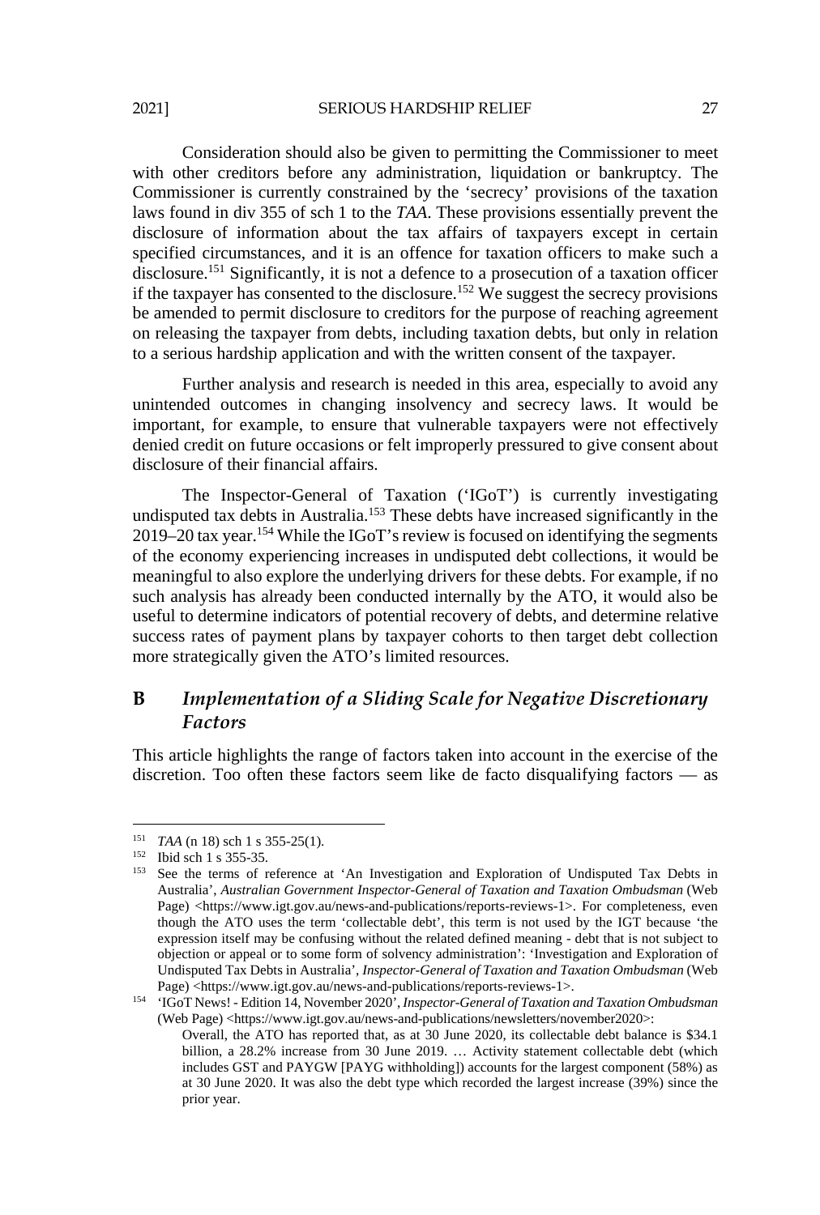Consideration should also be given to permitting the Commissioner to meet with other creditors before any administration, liquidation or bankruptcy. The Commissioner is currently constrained by the 'secrecy' provisions of the taxation laws found in div 355 of sch 1 to the *TAA*. These provisions essentially prevent the disclosure of information about the tax affairs of taxpayers except in certain specified circumstances, and it is an offence for taxation officers to make such a disclosure.[151] Significantly, it is not a defence to a prosecution of a taxation officer if the taxpayer has consented to the disclosure.[152] We suggest the secrecy provisions be amended to permit disclosure to creditors for the purpose of reaching agreement on releasing the taxpayer from debts, including taxation debts, but only in relation to a serious hardship application and with the written consent of the taxpayer.

Further analysis and research is needed in this area, especially to avoid any unintended outcomes in changing insolvency and secrecy laws. It would be important, for example, to ensure that vulnerable taxpayers were not effectively denied credit on future occasions or felt improperly pressured to give consent about disclosure of their financial affairs.

The Inspector-General of Taxation ('IGoT') is currently investigating undisputed tax debts in Australia.[153] These debts have increased significantly in the 2019–20 tax year.[154] While the IGoT's review is focused on identifying the segments of the economy experiencing increases in undisputed debt collections, it would be meaningful to also explore the underlying drivers for these debts. For example, if no such analysis has already been conducted internally by the ATO, it would also be useful to determine indicators of potential recovery of debts, and determine relative success rates of payment plans by taxpayer cohorts to then target debt collection more strategically given the ATO's limited resources.

## B *Implementation of a Sliding Scale for Negative Discretionary Factors*

This article highlights the range of factors taken into account in the exercise of the discretion. Too often these factors seem like de facto disqualifying factors — as

---

[151] *TAA* (n 18) sch 1 s 355-25(1).

[152] Ibid sch 1 s 355-35.

[153] See the terms of reference at 'An Investigation and Exploration of Undisputed Tax Debts in Australia', *Australian Government Inspector-General of Taxation and Taxation Ombudsman* (Web Page) <https://www.igt.gov.au/news-and-publications/reports-reviews-1>. For completeness, even though the ATO uses the term 'collectable debt', this term is not used by the IGT because 'the expression itself may be confusing without the related defined meaning - debt that is not subject to objection or appeal or to some form of solvency administration': 'Investigation and Exploration of Undisputed Tax Debts in Australia', *Inspector-General of Taxation and Taxation Ombudsman* (Web Page) <https://www.igt.gov.au/news-and-publications/reports-reviews-1>.

[154] 'IGoT News! - Edition 14, November 2020', *Inspector-General of Taxation and Taxation Ombudsman* (Web Page) <https://www.igt.gov.au/news-and-publications/newsletters/november2020>:

> Overall, the ATO has reported that, as at 30 June 2020, its collectable debt balance is $34.1 billion, a 28.2% increase from 30 June 2019. … Activity statement collectable debt (which includes GST and PAYGW [PAYG withholding]) accounts for the largest component (58%) as at 30 June 2020. It was also the debt type which recorded the largest increase (39%) since the prior year.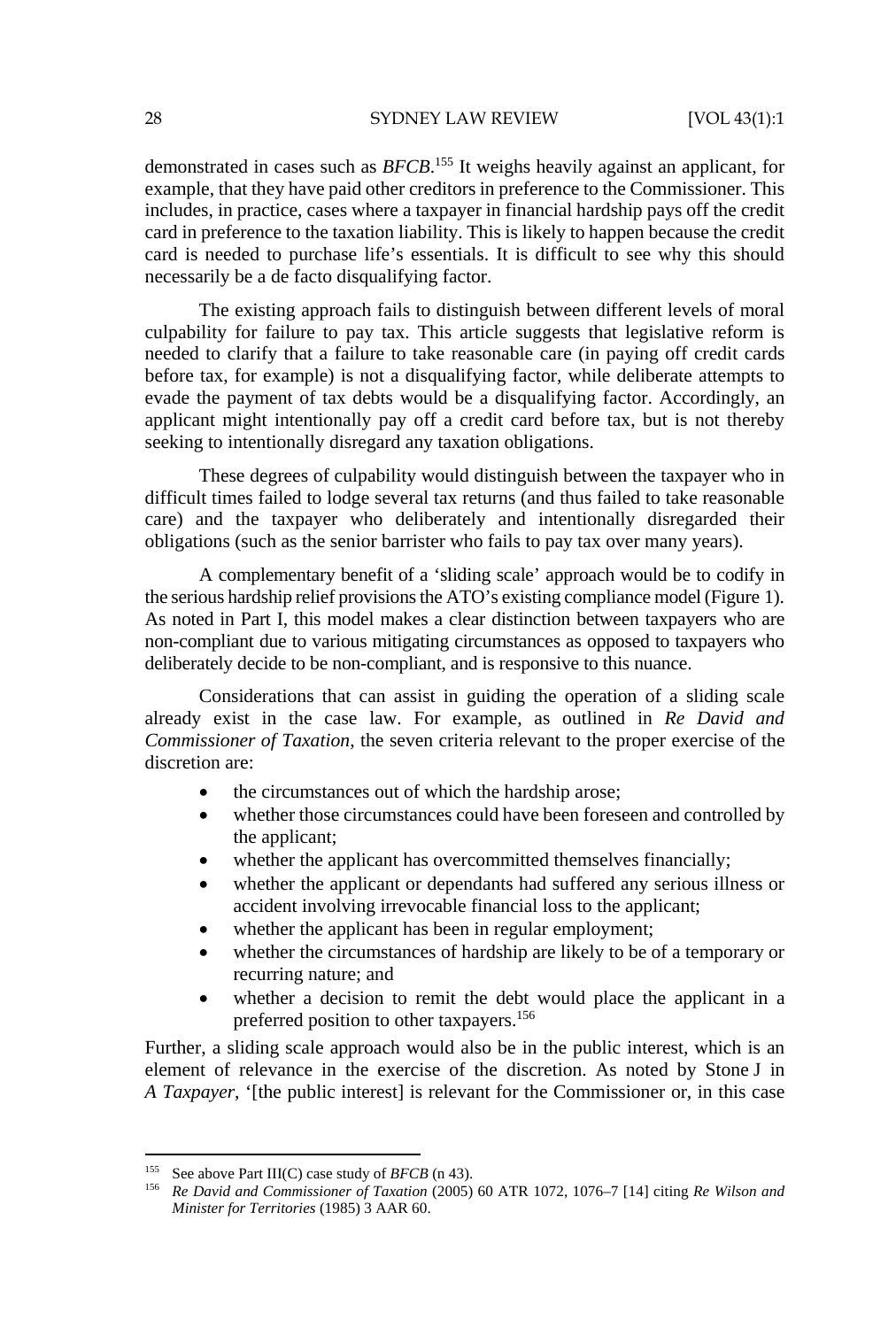demonstrated in cases such as *BFCB*.[155] It weighs heavily against an applicant, for example, that they have paid other creditors in preference to the Commissioner. This includes, in practice, cases where a taxpayer in financial hardship pays off the credit card in preference to the taxation liability. This is likely to happen because the credit card is needed to purchase life's essentials. It is difficult to see why this should necessarily be a de facto disqualifying factor.

The existing approach fails to distinguish between different levels of moral culpability for failure to pay tax. This article suggests that legislative reform is needed to clarify that a failure to take reasonable care (in paying off credit cards before tax, for example) is not a disqualifying factor, while deliberate attempts to evade the payment of tax debts would be a disqualifying factor. Accordingly, an applicant might intentionally pay off a credit card before tax, but is not thereby seeking to intentionally disregard any taxation obligations.

These degrees of culpability would distinguish between the taxpayer who in difficult times failed to lodge several tax returns (and thus failed to take reasonable care) and the taxpayer who deliberately and intentionally disregarded their obligations (such as the senior barrister who fails to pay tax over many years).

A complementary benefit of a 'sliding scale' approach would be to codify in the serious hardship relief provisions the ATO's existing compliance model (Figure 1). As noted in Part I, this model makes a clear distinction between taxpayers who are non-compliant due to various mitigating circumstances as opposed to taxpayers who deliberately decide to be non-compliant, and is responsive to this nuance.

Considerations that can assist in guiding the operation of a sliding scale already exist in the case law. For example, as outlined in *Re David and Commissioner of Taxation*, the seven criteria relevant to the proper exercise of the discretion are:

- the circumstances out of which the hardship arose;
- whether those circumstances could have been foreseen and controlled by the applicant;
- whether the applicant has overcommitted themselves financially;
- whether the applicant or dependants had suffered any serious illness or accident involving irrevocable financial loss to the applicant;
- whether the applicant has been in regular employment;
- whether the circumstances of hardship are likely to be of a temporary or recurring nature; and
- whether a decision to remit the debt would place the applicant in a preferred position to other taxpayers.[156]

Further, a sliding scale approach would also be in the public interest, which is an element of relevance in the exercise of the discretion. As noted by Stone J in *A Taxpayer*, '[the public interest] is relevant for the Commissioner or, in this case

---

155 See above Part III(C) case study of *BFCB* (n 43).

156 *Re David and Commissioner of Taxation* (2005) 60 ATR 1072, 1076–7 [14] citing *Re Wilson and Minister for Territories* (1985) 3 AAR 60.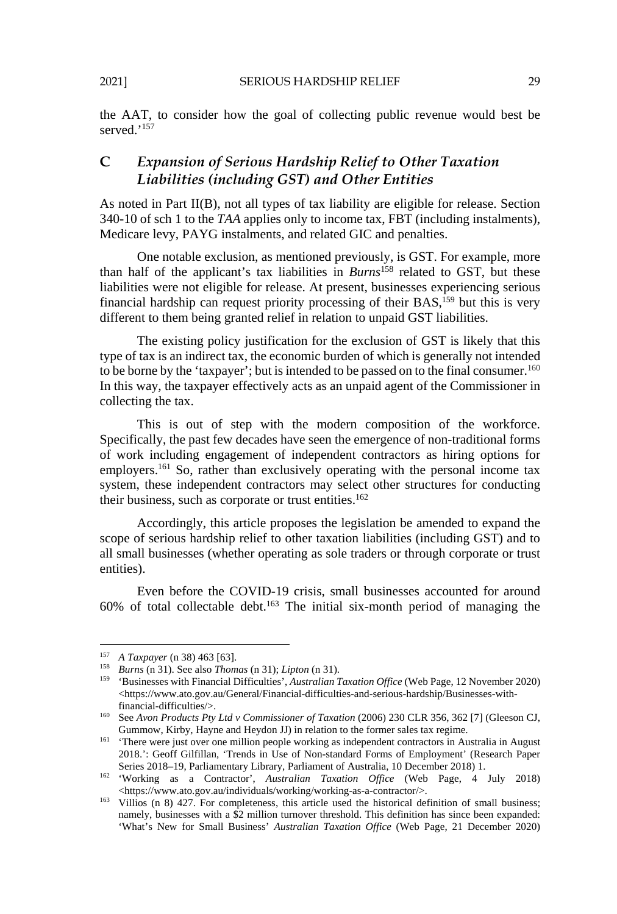the AAT, to consider how the goal of collecting public revenue would best be served.'[157]

## C *Expansion of Serious Hardship Relief to Other Taxation Liabilities (including GST) and Other Entities*

As noted in Part II(B), not all types of tax liability are eligible for release. Section 340-10 of sch 1 to the *TAA* applies only to income tax, FBT (including instalments), Medicare levy, PAYG instalments, and related GIC and penalties.

One notable exclusion, as mentioned previously, is GST. For example, more than half of the applicant's tax liabilities in *Burns*[158] related to GST, but these liabilities were not eligible for release. At present, businesses experiencing serious financial hardship can request priority processing of their BAS,[159] but this is very different to them being granted relief in relation to unpaid GST liabilities.

The existing policy justification for the exclusion of GST is likely that this type of tax is an indirect tax, the economic burden of which is generally not intended to be borne by the 'taxpayer'; but is intended to be passed on to the final consumer.[160] In this way, the taxpayer effectively acts as an unpaid agent of the Commissioner in collecting the tax.

This is out of step with the modern composition of the workforce. Specifically, the past few decades have seen the emergence of non-traditional forms of work including engagement of independent contractors as hiring options for employers.[161] So, rather than exclusively operating with the personal income tax system, these independent contractors may select other structures for conducting their business, such as corporate or trust entities.[162]

Accordingly, this article proposes the legislation be amended to expand the scope of serious hardship relief to other taxation liabilities (including GST) and to all small businesses (whether operating as sole traders or through corporate or trust entities).

Even before the COVID-19 crisis, small businesses accounted for around 60% of total collectable debt.[163] The initial six-month period of managing the

---

[157] *A Taxpayer* (n 38) 463 [63].

[158] *Burns* (n 31). See also *Thomas* (n 31); *Lipton* (n 31).

[159] 'Businesses with Financial Difficulties', *Australian Taxation Office* (Web Page, 12 November 2020) <https://www.ato.gov.au/General/Financial-difficulties-and-serious-hardship/Businesses-with-financial-difficulties/>.

[160] See *Avon Products Pty Ltd v Commissioner of Taxation* (2006) 230 CLR 356, 362 [7] (Gleeson CJ, Gummow, Kirby, Hayne and Heydon JJ) in relation to the former sales tax regime.

[161] 'There were just over one million people working as independent contractors in Australia in August 2018.': Geoff Gilfillan, 'Trends in Use of Non-standard Forms of Employment' (Research Paper Series 2018–19, Parliamentary Library, Parliament of Australia, 10 December 2018) 1.

[162] 'Working as a Contractor', *Australian Taxation Office* (Web Page, 4 July 2018) <https://www.ato.gov.au/individuals/working/working-as-a-contractor/>.

[163] Villios (n 8) 427. For completeness, this article used the historical definition of small business; namely, businesses with a $2 million turnover threshold. This definition has since been expanded: 'What's New for Small Business' *Australian Taxation Office* (Web Page, 21 December 2020)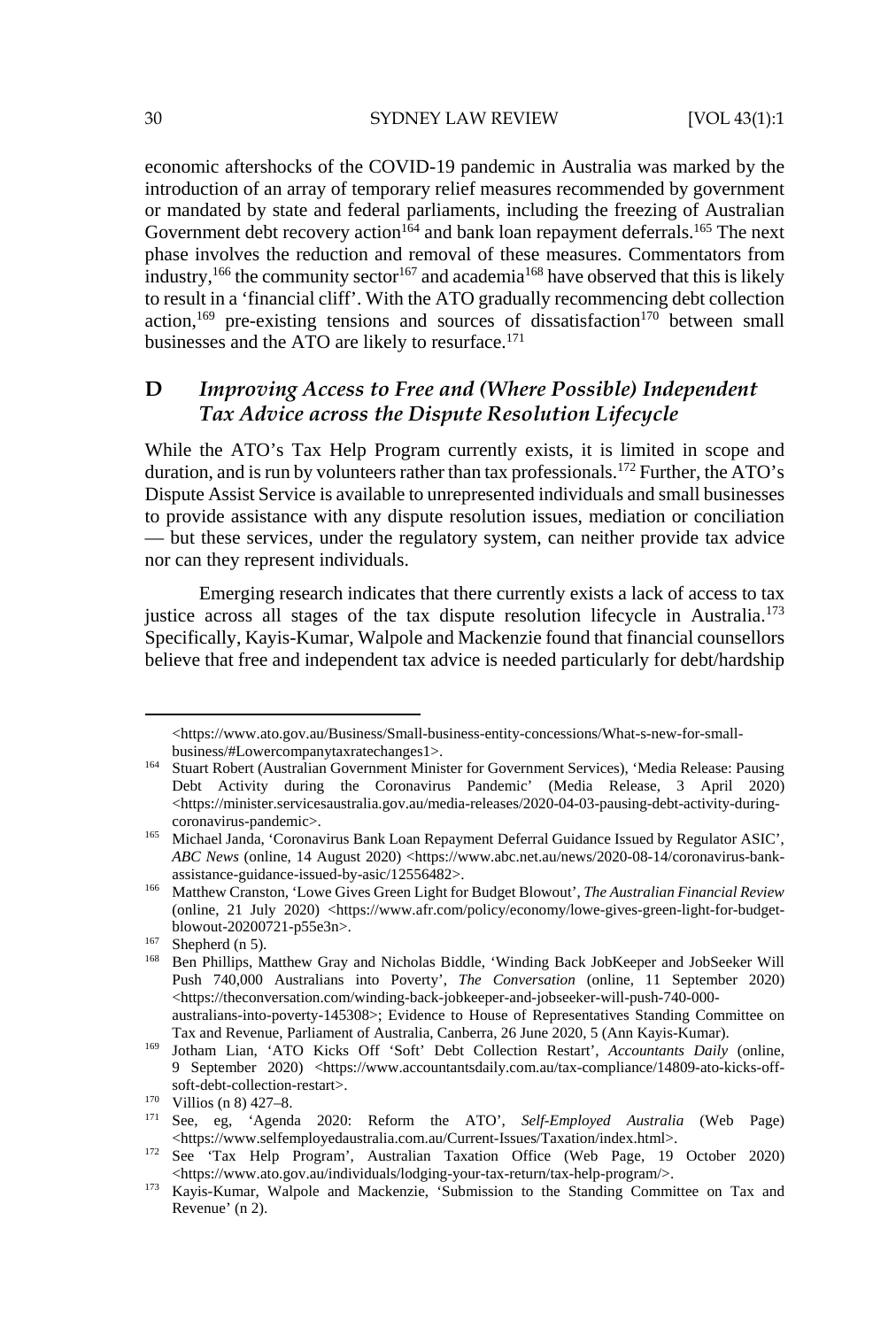economic aftershocks of the COVID-19 pandemic in Australia was marked by the introduction of an array of temporary relief measures recommended by government or mandated by state and federal parliaments, including the freezing of Australian Government debt recovery action[164] and bank loan repayment deferrals.[165] The next phase involves the reduction and removal of these measures. Commentators from industry,[166] the community sector[167] and academia[168] have observed that this is likely to result in a 'financial cliff'. With the ATO gradually recommencing debt collection action,[169] pre-existing tensions and sources of dissatisfaction[170] between small businesses and the ATO are likely to resurface.[171]

## D *Improving Access to Free and (Where Possible) Independent Tax Advice across the Dispute Resolution Lifecycle*

While the ATO's Tax Help Program currently exists, it is limited in scope and duration, and is run by volunteers rather than tax professionals.[172] Further, the ATO's Dispute Assist Service is available to unrepresented individuals and small businesses to provide assistance with any dispute resolution issues, mediation or conciliation — but these services, under the regulatory system, can neither provide tax advice nor can they represent individuals.

Emerging research indicates that there currently exists a lack of access to tax justice across all stages of the tax dispute resolution lifecycle in Australia.[173] Specifically, Kayis-Kumar, Walpole and Mackenzie found that financial counsellors believe that free and independent tax advice is needed particularly for debt/hardship

---

<https://www.ato.gov.au/Business/Small-business-entity-concessions/What-s-new-for-small-business/#Lowercompanytaxratechanges1>.

[164] Stuart Robert (Australian Government Minister for Government Services), 'Media Release: Pausing Debt Activity during the Coronavirus Pandemic' (Media Release, 3 April 2020) <https://minister.servicesaustralia.gov.au/media-releases/2020-04-03-pausing-debt-activity-during-coronavirus-pandemic>.

[165] Michael Janda, 'Coronavirus Bank Loan Repayment Deferral Guidance Issued by Regulator ASIC', *ABC News* (online, 14 August 2020) <https://www.abc.net.au/news/2020-08-14/coronavirus-bank-assistance-guidance-issued-by-asic/12556482>.

[166] Matthew Cranston, 'Lowe Gives Green Light for Budget Blowout', *The Australian Financial Review* (online, 21 July 2020) <https://www.afr.com/policy/economy/lowe-gives-green-light-for-budget-blowout-20200721-p55e3n>.

[167] Shepherd (n 5).

[168] Ben Phillips, Matthew Gray and Nicholas Biddle, 'Winding Back JobKeeper and JobSeeker Will Push 740,000 Australians into Poverty', *The Conversation* (online, 11 September 2020) <https://theconversation.com/winding-back-jobkeeper-and-jobseeker-will-push-740-000-australians-into-poverty-145308>; Evidence to House of Representatives Standing Committee on Tax and Revenue, Parliament of Australia, Canberra, 26 June 2020, 5 (Ann Kayis-Kumar).

[169] Jotham Lian, 'ATO Kicks Off 'Soft' Debt Collection Restart', *Accountants Daily* (online, 9 September 2020) <https://www.accountantsdaily.com.au/tax-compliance/14809-ato-kicks-off-soft-debt-collection-restart>.

[170] Villios (n 8) 427–8.

[171] See, eg, 'Agenda 2020: Reform the ATO', *Self-Employed Australia* (Web Page) <https://www.selfemployedaustralia.com.au/Current-Issues/Taxation/index.html>.

[172] See 'Tax Help Program', Australian Taxation Office (Web Page, 19 October 2020) <https://www.ato.gov.au/individuals/lodging-your-tax-return/tax-help-program/>.

[173] Kayis-Kumar, Walpole and Mackenzie, 'Submission to the Standing Committee on Tax and Revenue' (n 2).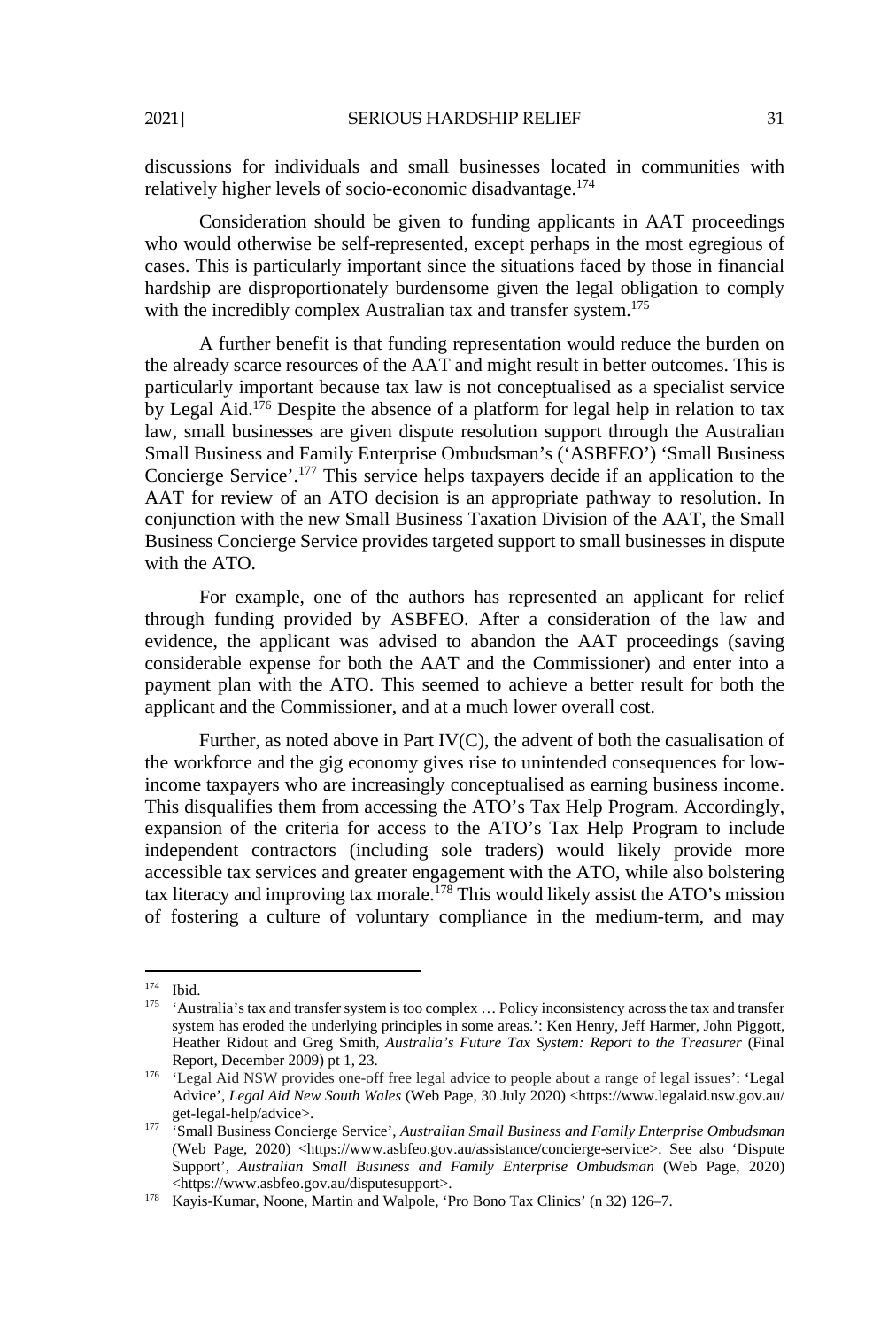discussions for individuals and small businesses located in communities with relatively higher levels of socio-economic disadvantage.[174]

Consideration should be given to funding applicants in AAT proceedings who would otherwise be self-represented, except perhaps in the most egregious of cases. This is particularly important since the situations faced by those in financial hardship are disproportionately burdensome given the legal obligation to comply with the incredibly complex Australian tax and transfer system.[175]

A further benefit is that funding representation would reduce the burden on the already scarce resources of the AAT and might result in better outcomes. This is particularly important because tax law is not conceptualised as a specialist service by Legal Aid.[176] Despite the absence of a platform for legal help in relation to tax law, small businesses are given dispute resolution support through the Australian Small Business and Family Enterprise Ombudsman's ('ASBFEO') 'Small Business Concierge Service'.[177] This service helps taxpayers decide if an application to the AAT for review of an ATO decision is an appropriate pathway to resolution. In conjunction with the new Small Business Taxation Division of the AAT, the Small Business Concierge Service provides targeted support to small businesses in dispute with the ATO.

For example, one of the authors has represented an applicant for relief through funding provided by ASBFEO. After a consideration of the law and evidence, the applicant was advised to abandon the AAT proceedings (saving considerable expense for both the AAT and the Commissioner) and enter into a payment plan with the ATO. This seemed to achieve a better result for both the applicant and the Commissioner, and at a much lower overall cost.

Further, as noted above in Part IV(C), the advent of both the casualisation of the workforce and the gig economy gives rise to unintended consequences for low-income taxpayers who are increasingly conceptualised as earning business income. This disqualifies them from accessing the ATO's Tax Help Program. Accordingly, expansion of the criteria for access to the ATO's Tax Help Program to include independent contractors (including sole traders) would likely provide more accessible tax services and greater engagement with the ATO, while also bolstering tax literacy and improving tax morale.[178] This would likely assist the ATO's mission of fostering a culture of voluntary compliance in the medium-term, and may

---

[174] Ibid.

[175] 'Australia's tax and transfer system is too complex … Policy inconsistency across the tax and transfer system has eroded the underlying principles in some areas.': Ken Henry, Jeff Harmer, John Piggott, Heather Ridout and Greg Smith, *Australia's Future Tax System: Report to the Treasurer* (Final Report, December 2009) pt 1, 23.

[176] 'Legal Aid NSW provides one-off free legal advice to people about a range of legal issues': 'Legal Advice', *Legal Aid New South Wales* (Web Page, 30 July 2020) <https://www.legalaid.nsw.gov.au/get-legal-help/advice>.

[177] 'Small Business Concierge Service', *Australian Small Business and Family Enterprise Ombudsman* (Web Page, 2020) <https://www.asbfeo.gov.au/assistance/concierge-service>. See also 'Dispute Support', *Australian Small Business and Family Enterprise Ombudsman* (Web Page, 2020) <https://www.asbfeo.gov.au/disputesupport>.

[178] Kayis-Kumar, Noone, Martin and Walpole, 'Pro Bono Tax Clinics' (n 32) 126–7.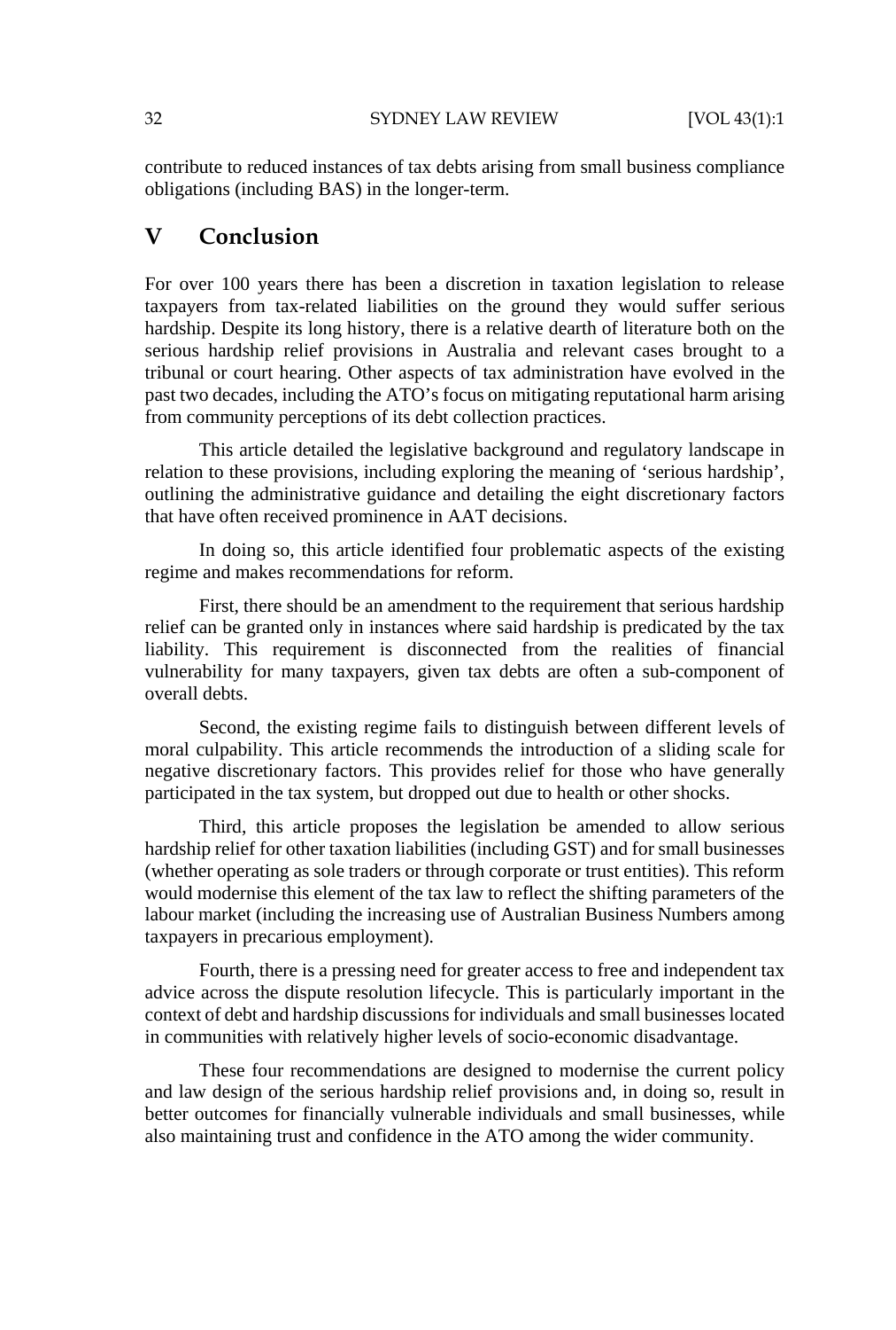contribute to reduced instances of tax debts arising from small business compliance obligations (including BAS) in the longer-term.

## V Conclusion

For over 100 years there has been a discretion in taxation legislation to release taxpayers from tax-related liabilities on the ground they would suffer serious hardship. Despite its long history, there is a relative dearth of literature both on the serious hardship relief provisions in Australia and relevant cases brought to a tribunal or court hearing. Other aspects of tax administration have evolved in the past two decades, including the ATO's focus on mitigating reputational harm arising from community perceptions of its debt collection practices.

This article detailed the legislative background and regulatory landscape in relation to these provisions, including exploring the meaning of 'serious hardship', outlining the administrative guidance and detailing the eight discretionary factors that have often received prominence in AAT decisions.

In doing so, this article identified four problematic aspects of the existing regime and makes recommendations for reform.

First, there should be an amendment to the requirement that serious hardship relief can be granted only in instances where said hardship is predicated by the tax liability. This requirement is disconnected from the realities of financial vulnerability for many taxpayers, given tax debts are often a sub-component of overall debts.

Second, the existing regime fails to distinguish between different levels of moral culpability. This article recommends the introduction of a sliding scale for negative discretionary factors. This provides relief for those who have generally participated in the tax system, but dropped out due to health or other shocks.

Third, this article proposes the legislation be amended to allow serious hardship relief for other taxation liabilities (including GST) and for small businesses (whether operating as sole traders or through corporate or trust entities). This reform would modernise this element of the tax law to reflect the shifting parameters of the labour market (including the increasing use of Australian Business Numbers among taxpayers in precarious employment).

Fourth, there is a pressing need for greater access to free and independent tax advice across the dispute resolution lifecycle. This is particularly important in the context of debt and hardship discussions for individuals and small businesses located in communities with relatively higher levels of socio-economic disadvantage.

These four recommendations are designed to modernise the current policy and law design of the serious hardship relief provisions and, in doing so, result in better outcomes for financially vulnerable individuals and small businesses, while also maintaining trust and confidence in the ATO among the wider community.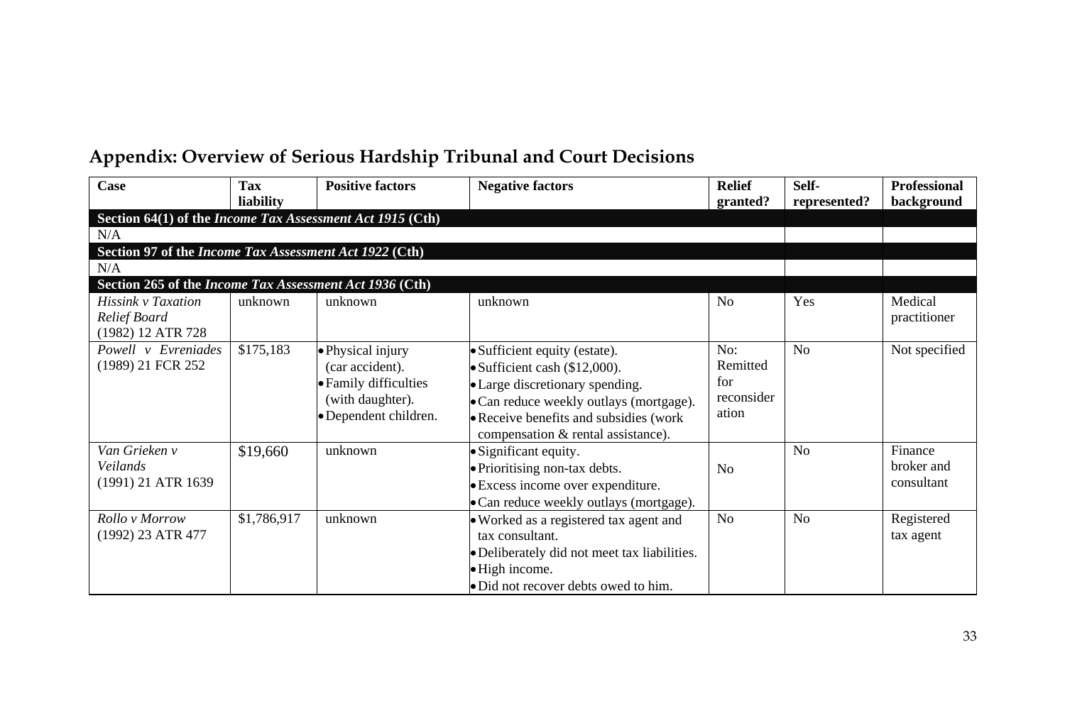## Appendix: Overview of Serious Hardship Tribunal and Court Decisions

| Case | Tax liability | Positive factors | Negative factors | Relief granted? | Self-represented? | Professional background |
|---|---|---|---|---|---|---|
| **Section 64(1) of the *Income Tax Assessment Act 1915* (Cth)** | | | | | | |
| N/A | | | | | | |
| **Section 97 of the *Income Tax Assessment Act 1922* (Cth)** | | | | | | |
| N/A | | | | | | |
| **Section 265 of the *Income Tax Assessment Act 1936* (Cth)** | | | | | | |
| *Hissink v Taxation Relief Board* (1982) 12 ATR 728 | unknown | unknown | unknown | No | Yes | Medical practitioner |
| *Powell v Evreniades* (1989) 21 FCR 252 | $175,183 | • Physical injury (car accident).<br>• Family difficulties (with daughter).<br>• Dependent children. | • Sufficient equity (estate).<br>• Sufficient cash ($12,000).<br>• Large discretionary spending.<br>• Can reduce weekly outlays (mortgage).<br>• Receive benefits and subsidies (work compensation & rental assistance). | No: Remitted for reconsideration | No | Not specified |
| *Van Grieken v Veilands* (1991) 21 ATR 1639 | $19,660 | unknown | • Significant equity.<br>• Prioritising non-tax debts.<br>• Excess income over expenditure.<br>• Can reduce weekly outlays (mortgage). | No | No | Finance broker and consultant |
| *Rollo v Morrow* (1992) 23 ATR 477 | $1,786,917 | unknown | • Worked as a registered tax agent and tax consultant.<br>• Deliberately did not meet tax liabilities.<br>• High income.<br>• Did not recover debts owed to him. | No | No | Registered tax agent |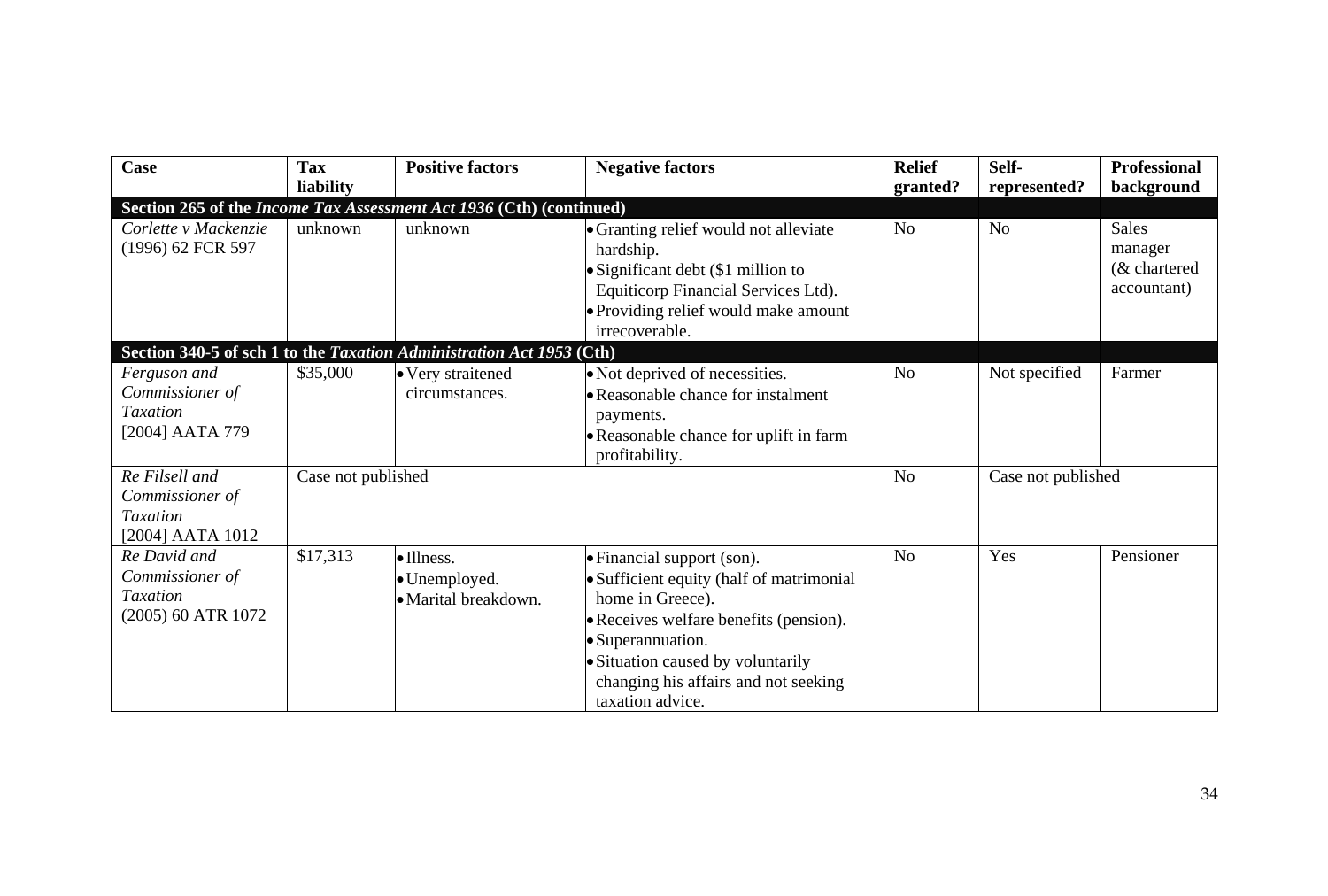| Case | Tax liability | Positive factors | Negative factors | Relief granted? | Self-represented? | Professional background |
|---|---|---|---|---|---|---|
| **Section 265 of the *Income Tax Assessment Act 1936* (Cth) (continued)** | | | | | | |
| *Corlette v Mackenzie* (1996) 62 FCR 597 | unknown | unknown | • Granting relief would not alleviate hardship.<br>• Significant debt ($1 million to Equiticorp Financial Services Ltd).<br>• Providing relief would make amount irrecoverable. | No | No | Sales manager (& chartered accountant) |
| **Section 340-5 of sch 1 to the *Taxation Administration Act 1953* (Cth)** | | | | | | |
| *Ferguson and Commissioner of Taxation* [2004] AATA 779 | $35,000 | • Very straitened circumstances. | • Not deprived of necessities.<br>• Reasonable chance for instalment payments.<br>• Reasonable chance for uplift in farm profitability. | No | Not specified | Farmer |
| *Re Filsell and Commissioner of Taxation* [2004] AATA 1012 | Case not published | | | No | Case not published | |
| *Re David and Commissioner of Taxation* (2005) 60 ATR 1072 | $17,313 | • Illness.<br>• Unemployed.<br>• Marital breakdown. | • Financial support (son).<br>• Sufficient equity (half of matrimonial home in Greece).<br>• Receives welfare benefits (pension).<br>• Superannuation.<br>• Situation caused by voluntarily changing his affairs and not seeking taxation advice. | No | Yes | Pensioner |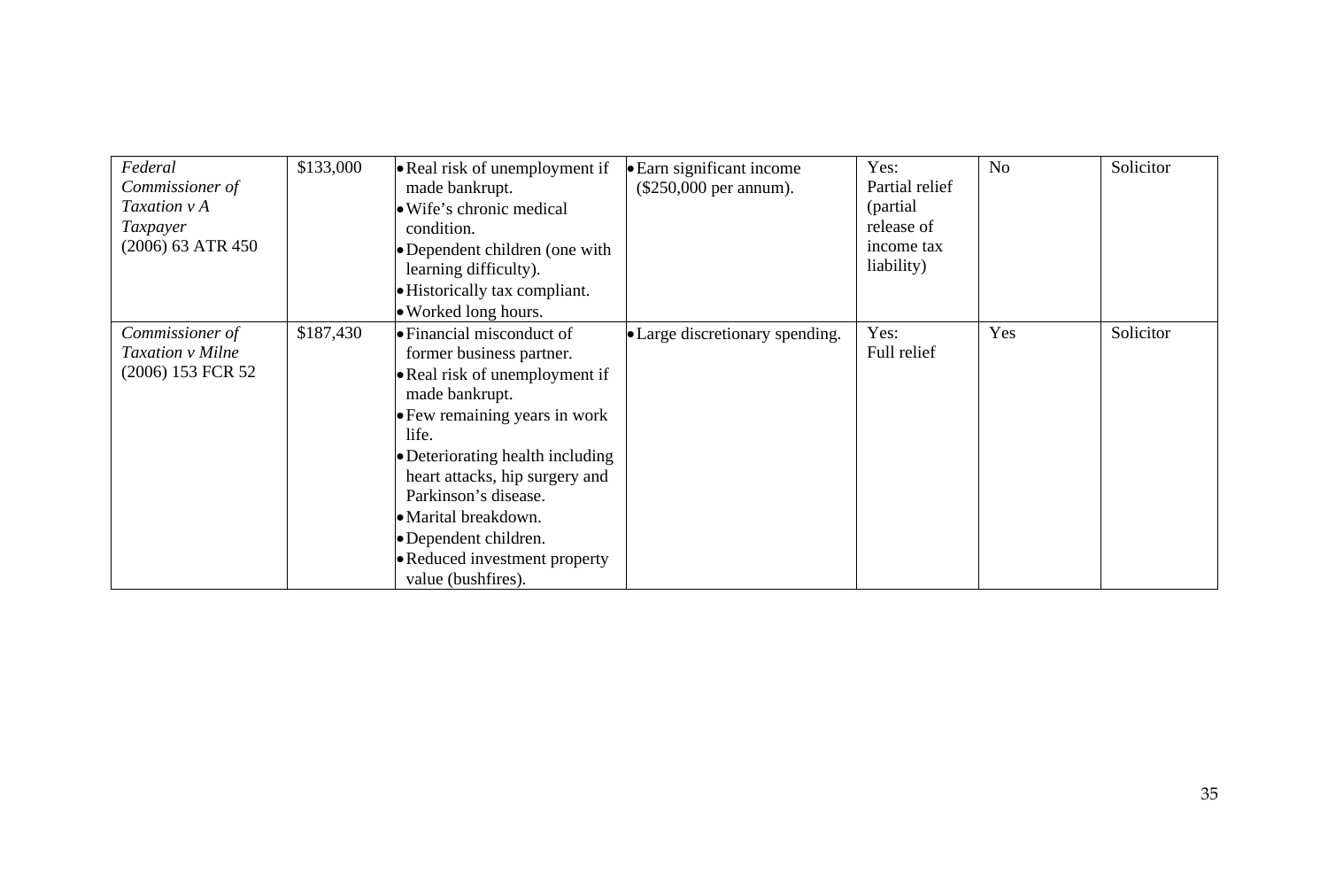| *Federal Commissioner of Taxation v A Taxpayer* (2006) 63 ATR 450 | $133,000 | • Real risk of unemployment if made bankrupt.<br>• Wife's chronic medical condition.<br>• Dependent children (one with learning difficulty).<br>• Historically tax compliant.<br>• Worked long hours. | • Earn significant income ($250,000 per annum). | Yes: Partial relief (partial release of income tax liability) | No | Solicitor |
|---|---|---|---|---|---|---|
| *Commissioner of Taxation v Milne* (2006) 153 FCR 52 | $187,430 | • Financial misconduct of former business partner.<br>• Real risk of unemployment if made bankrupt.<br>• Few remaining years in work life.<br>• Deteriorating health including heart attacks, hip surgery and Parkinson's disease.<br>• Marital breakdown.<br>• Dependent children.<br>• Reduced investment property value (bushfires). | • Large discretionary spending. | Yes: Full relief | Yes | Solicitor |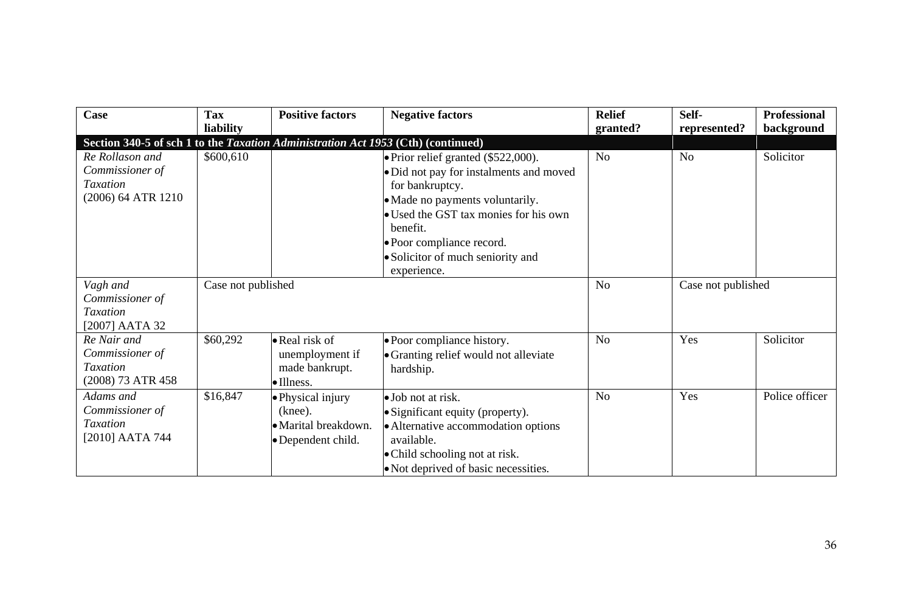| Case | Tax liability | Positive factors | Negative factors | Relief granted? | Self-represented? | Professional background |
|---|---|---|---|---|---|---|
| **Section 340-5 of sch 1 to the *Taxation Administration Act 1953* (Cth) (continued)** | | | | | | |
| *Re Rollason and Commissioner of Taxation* (2006) 64 ATR 1210 | $600,610 | | • Prior relief granted ($522,000).<br>• Did not pay for instalments and moved for bankruptcy.<br>• Made no payments voluntarily.<br>• Used the GST tax monies for his own benefit.<br>• Poor compliance record.<br>• Solicitor of much seniority and experience. | No | No | Solicitor |
| *Vagh and Commissioner of Taxation* [2007] AATA 32 | Case not published | | | No | Case not published | |
| *Re Nair and Commissioner of Taxation* (2008) 73 ATR 458 | $60,292 | • Real risk of unemployment if made bankrupt.<br>• Illness. | • Poor compliance history.<br>• Granting relief would not alleviate hardship. | No | Yes | Solicitor |
| *Adams and Commissioner of Taxation* [2010] AATA 744 | $16,847 | • Physical injury (knee).<br>• Marital breakdown.<br>• Dependent child. | • Job not at risk.<br>• Significant equity (property).<br>• Alternative accommodation options available.<br>• Child schooling not at risk.<br>• Not deprived of basic necessities. | No | Yes | Police officer |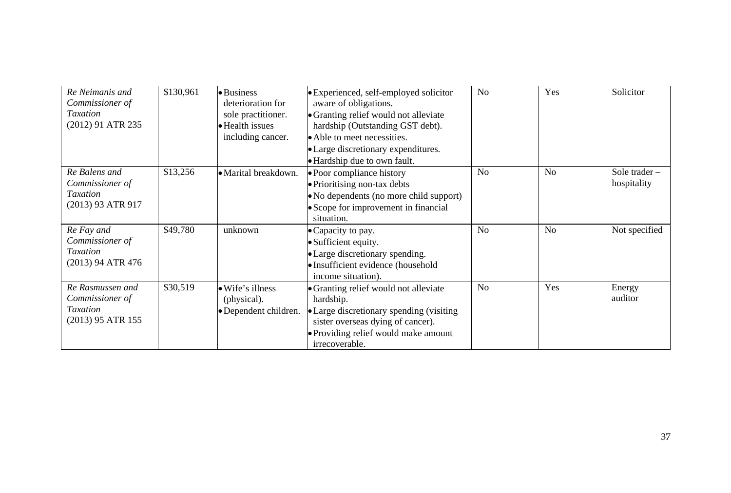| | | | | | | |
|---|---|---|---|---|---|---|
| *Re Neimanis and Commissioner of Taxation* (2012) 91 ATR 235 | $130,961 | • Business deterioration for sole practitioner.<br>• Health issues including cancer. | • Experienced, self-employed solicitor aware of obligations.<br>• Granting relief would not alleviate hardship (Outstanding GST debt).<br>• Able to meet necessities.<br>• Large discretionary expenditures.<br>• Hardship due to own fault. | No | Yes | Solicitor |
| *Re Balens and Commissioner of Taxation* (2013) 93 ATR 917 | $13,256 | • Marital breakdown. | • Poor compliance history<br>• Prioritising non-tax debts<br>• No dependents (no more child support)<br>• Scope for improvement in financial situation. | No | No | Sole trader – hospitality |
| *Re Fay and Commissioner of Taxation* (2013) 94 ATR 476 | $49,780 | unknown | • Capacity to pay.<br>• Sufficient equity.<br>• Large discretionary spending.<br>• Insufficient evidence (household income situation). | No | No | Not specified |
| *Re Rasmussen and Commissioner of Taxation* (2013) 95 ATR 155 | $30,519 | • Wife's illness (physical).<br>• Dependent children. | • Granting relief would not alleviate hardship.<br>• Large discretionary spending (visiting sister overseas dying of cancer).<br>• Providing relief would make amount irrecoverable. | No | Yes | Energy auditor |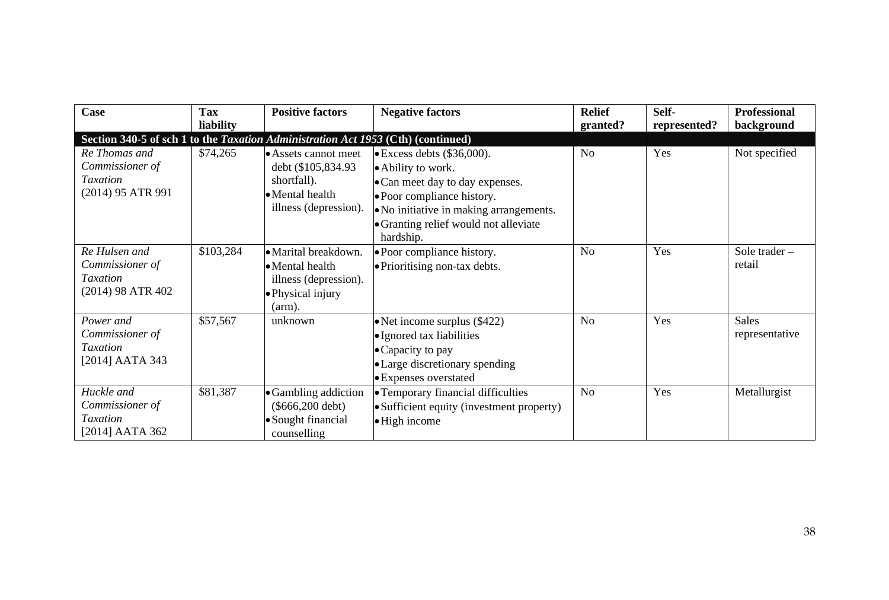| Case | Tax liability | Positive factors | Negative factors | Relief granted? | Self-represented? | Professional background |
|---|---|---|---|---|---|---|
| **Section 340-5 of sch 1 to the *Taxation Administration Act 1953* (Cth) (continued)** | | | | | | |
| *Re Thomas and Commissioner of Taxation* (2014) 95 ATR 991 | $74,265 | • Assets cannot meet debt ($105,834.93 shortfall).<br>• Mental health illness (depression). | • Excess debts ($36,000).<br>• Ability to work.<br>• Can meet day to day expenses.<br>• Poor compliance history.<br>• No initiative in making arrangements.<br>• Granting relief would not alleviate hardship. | No | Yes | Not specified |
| *Re Hulsen and Commissioner of Taxation* (2014) 98 ATR 402 | $103,284 | • Marital breakdown.<br>• Mental health illness (depression).<br>• Physical injury (arm). | • Poor compliance history.<br>• Prioritising non-tax debts. | No | Yes | Sole trader – retail |
| *Power and Commissioner of Taxation* [2014] AATA 343 | $57,567 | unknown | • Net income surplus ($422)<br>• Ignored tax liabilities<br>• Capacity to pay<br>• Large discretionary spending<br>• Expenses overstated | No | Yes | Sales representative |
| *Huckle and Commissioner of Taxation* [2014] AATA 362 | $81,387 | • Gambling addiction ($666,200 debt)<br>• Sought financial counselling | • Temporary financial difficulties<br>• Sufficient equity (investment property)<br>• High income | No | Yes | Metallurgist |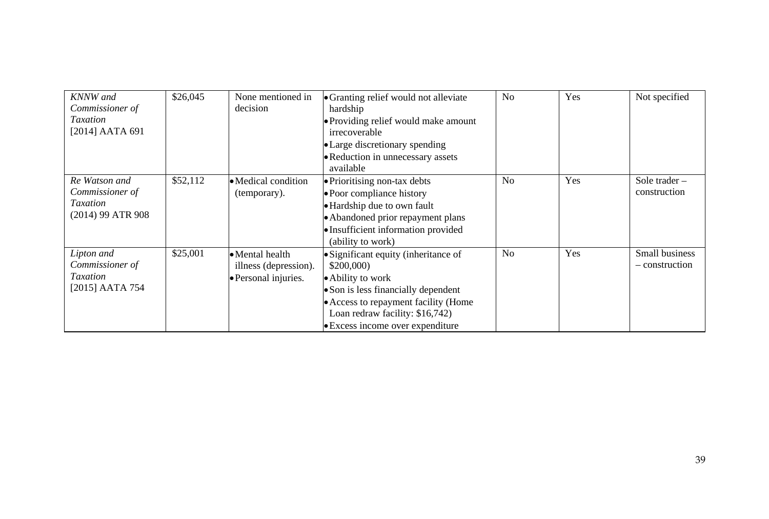| | | | | | | |
|---|---|---|---|---|---|---|
| *KNNW and Commissioner of Taxation* [2014] AATA 691 | $26,045 | None mentioned in decision | • Granting relief would not alleviate hardship<br>• Providing relief would make amount irrecoverable<br>• Large discretionary spending<br>• Reduction in unnecessary assets available | No | Yes | Not specified |
| *Re Watson and Commissioner of Taxation* (2014) 99 ATR 908 | $52,112 | • Medical condition (temporary). | • Prioritising non-tax debts<br>• Poor compliance history<br>• Hardship due to own fault<br>• Abandoned prior repayment plans<br>• Insufficient information provided (ability to work) | No | Yes | Sole trader – construction |
| *Lipton and Commissioner of Taxation* [2015] AATA 754 | $25,001 | • Mental health illness (depression).<br>• Personal injuries. | • Significant equity (inheritance of $200,000)<br>• Ability to work<br>• Son is less financially dependent<br>• Access to repayment facility (Home Loan redraw facility: $16,742)<br>• Excess income over expenditure | No | Yes | Small business – construction |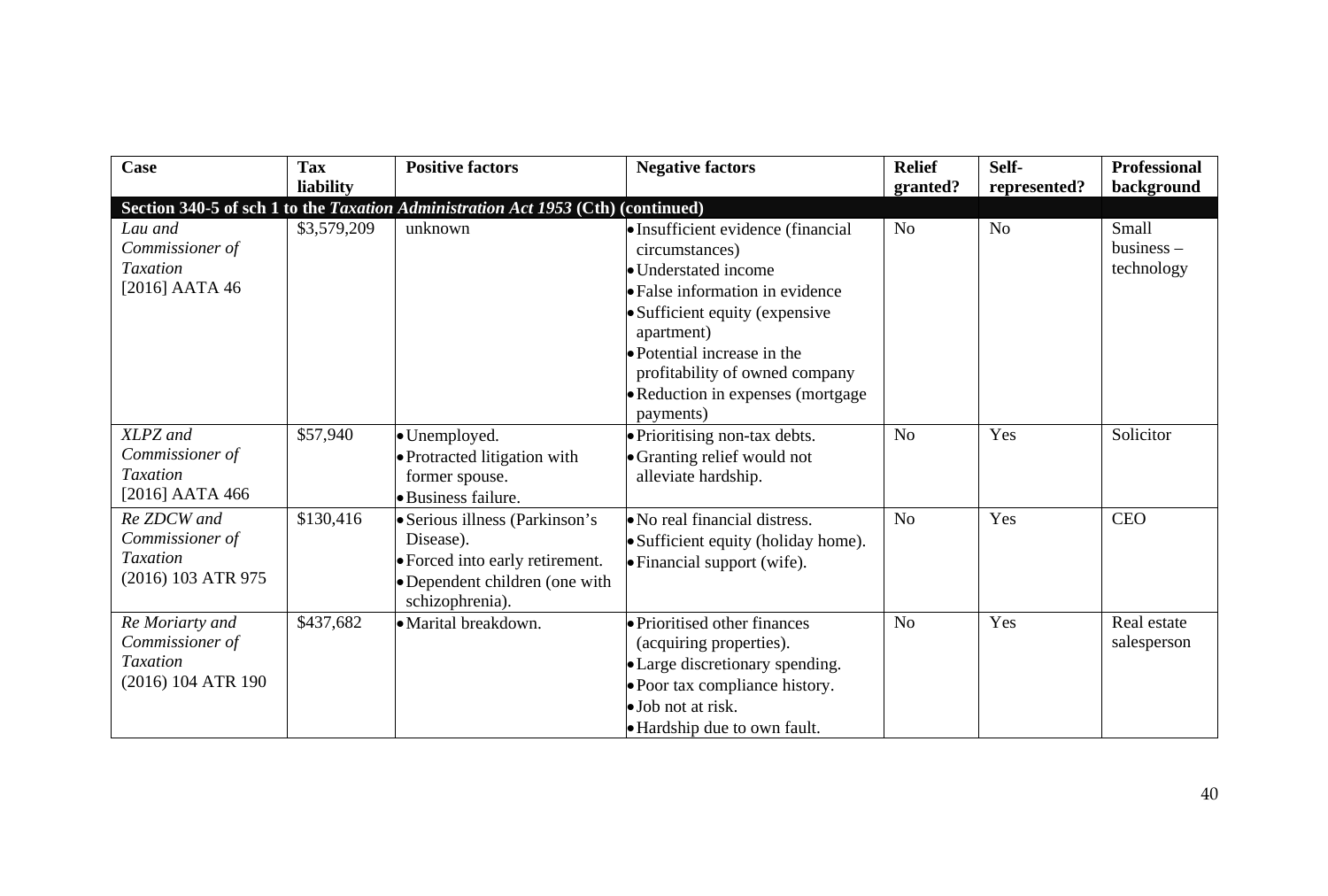| Case | Tax liability | Positive factors | Negative factors | Relief granted? | Self-represented? | Professional background |
|---|---|---|---|---|---|---|
| **Section 340-5 of sch 1 to the *Taxation Administration Act 1953* (Cth) (continued)** | | | | | | |
| *Lau and Commissioner of Taxation* [2016] AATA 46 | $3,579,209 | unknown | • Insufficient evidence (financial circumstances)<br>• Understated income<br>• False information in evidence<br>• Sufficient equity (expensive apartment)<br>• Potential increase in the profitability of owned company<br>• Reduction in expenses (mortgage payments) | No | No | Small business – technology |
| *XLPZ and Commissioner of Taxation* [2016] AATA 466 | $57,940 | • Unemployed.<br>• Protracted litigation with former spouse.<br>• Business failure. | • Prioritising non-tax debts.<br>• Granting relief would not alleviate hardship. | No | Yes | Solicitor |
| *Re ZDCW and Commissioner of Taxation* (2016) 103 ATR 975 | $130,416 | • Serious illness (Parkinson's Disease).<br>• Forced into early retirement.<br>• Dependent children (one with schizophrenia). | • No real financial distress.<br>• Sufficient equity (holiday home).<br>• Financial support (wife). | No | Yes | CEO |
| *Re Moriarty and Commissioner of Taxation* (2016) 104 ATR 190 | $437,682 | • Marital breakdown. | • Prioritised other finances (acquiring properties).<br>• Large discretionary spending.<br>• Poor tax compliance history.<br>• Job not at risk.<br>• Hardship due to own fault. | No | Yes | Real estate salesperson |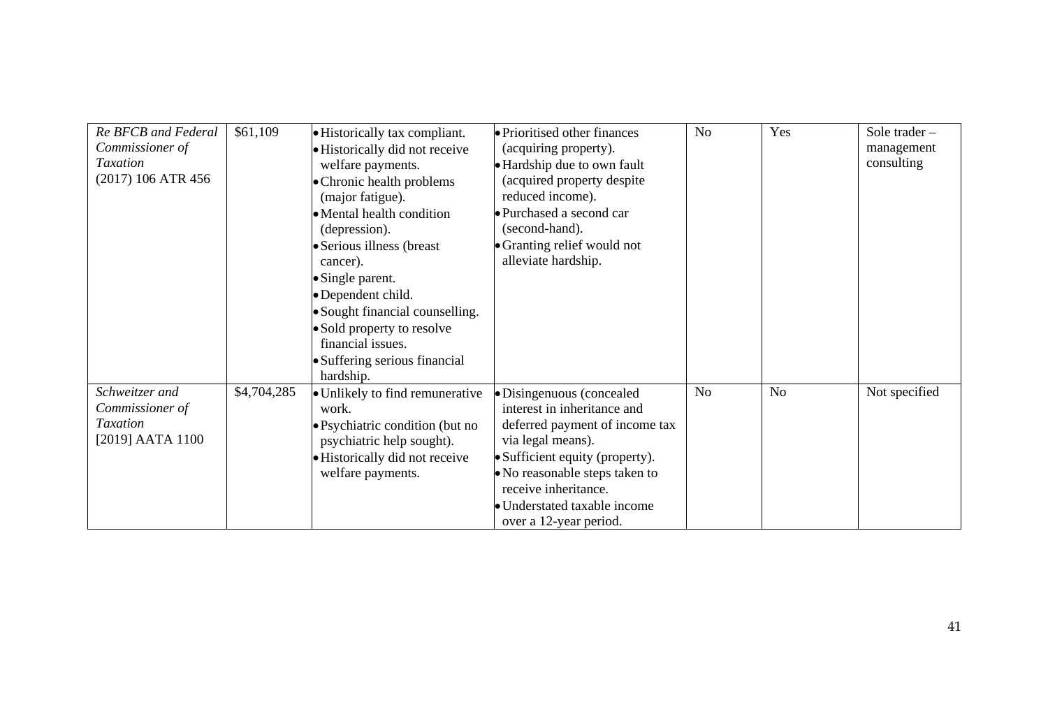| *Re BFCB and Federal Commissioner of Taxation* (2017) 106 ATR 456 | $61,109 | • Historically tax compliant.<br>• Historically did not receive welfare payments.<br>• Chronic health problems (major fatigue).<br>• Mental health condition (depression).<br>• Serious illness (breast cancer).<br>• Single parent.<br>• Dependent child.<br>• Sought financial counselling.<br>• Sold property to resolve financial issues.<br>• Suffering serious financial hardship. | • Prioritised other finances (acquiring property).<br>• Hardship due to own fault (acquired property despite reduced income).<br>• Purchased a second car (second-hand).<br>• Granting relief would not alleviate hardship. | No | Yes | Sole trader – management consulting |
|---|---|---|---|---|---|---|
| *Schweitzer and Commissioner of Taxation* [2019] AATA 1100 | $4,704,285 | • Unlikely to find remunerative work.<br>• Psychiatric condition (but no psychiatric help sought).<br>• Historically did not receive welfare payments. | • Disingenuous (concealed interest in inheritance and deferred payment of income tax via legal means).<br>• Sufficient equity (property).<br>• No reasonable steps taken to receive inheritance.<br>• Understated taxable income over a 12-year period. | No | No | Not specified |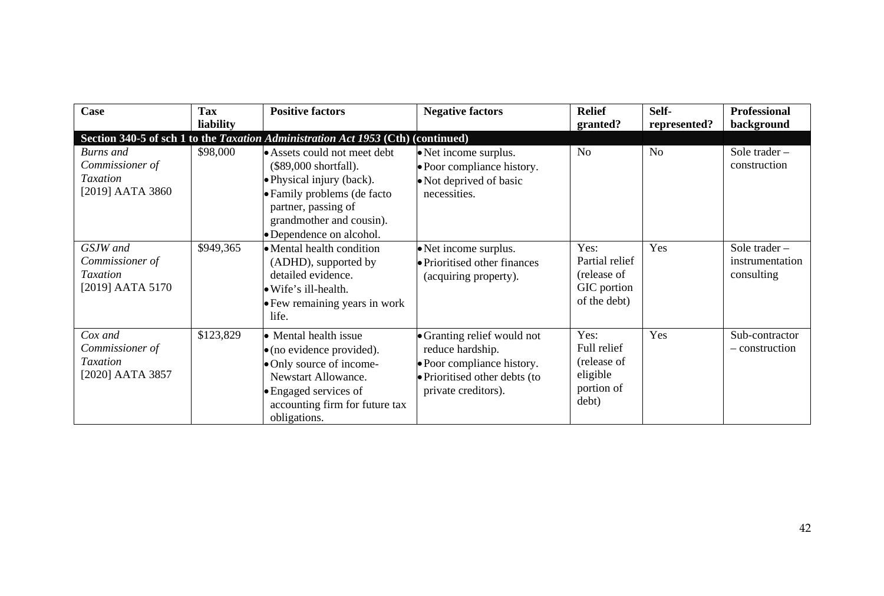| Case | Tax liability | Positive factors | Negative factors | Relief granted? | Self-represented? | Professional background |
|---|---|---|---|---|---|---|
| **Section 340-5 of sch 1 to the *Taxation Administration Act 1953* (Cth) (continued)** | | | | | | |
| *Burns and Commissioner of Taxation* [2019] AATA 3860 | \$98,000 | • Assets could not meet debt (\$89,000 shortfall).<br>• Physical injury (back).<br>• Family problems (de facto partner, passing of grandmother and cousin).<br>• Dependence on alcohol. | • Net income surplus.<br>• Poor compliance history.<br>• Not deprived of basic necessities. | No | No | Sole trader – construction |
| *GSJW and Commissioner of Taxation* [2019] AATA 5170 | \$949,365 | • Mental health condition (ADHD), supported by detailed evidence.<br>• Wife's ill-health.<br>• Few remaining years in work life. | • Net income surplus.<br>• Prioritised other finances (acquiring property). | Yes: Partial relief (release of GIC portion of the debt) | Yes | Sole trader – instrumentation consulting |
| *Cox and Commissioner of Taxation* [2020] AATA 3857 | \$123,829 | • Mental health issue<br>• (no evidence provided).<br>• Only source of income- Newstart Allowance.<br>• Engaged services of accounting firm for future tax obligations. | • Granting relief would not reduce hardship.<br>• Poor compliance history.<br>• Prioritised other debts (to private creditors). | Yes: Full relief (release of eligible portion of debt) | Yes | Sub-contractor – construction |